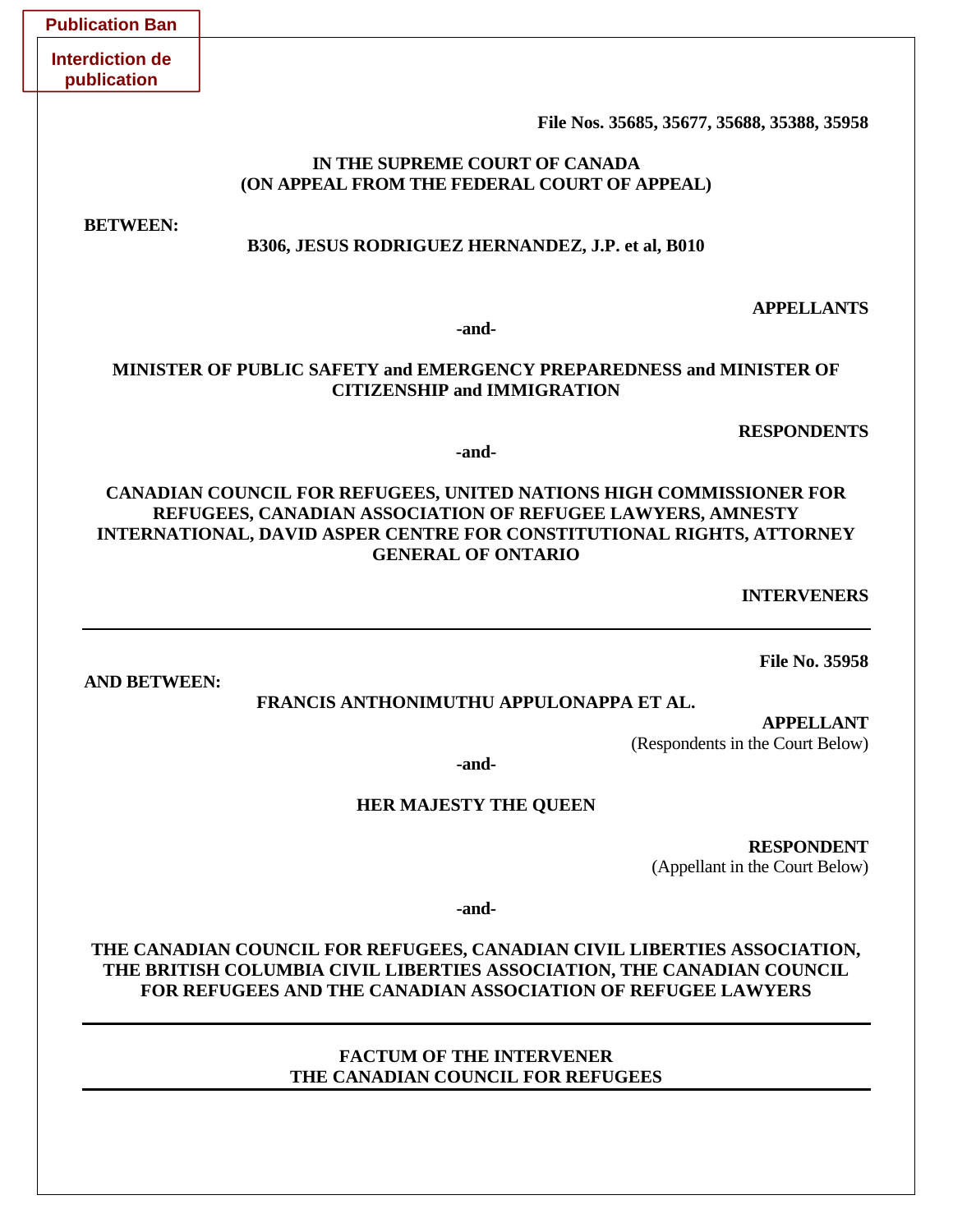**Publication Ban**

**Interdiction de publication**

**File Nos. 35685, 35677, 35688, 35388, 35958**

**IN THE SUPREME COURT OF CANADA**
**(ON APPEAL FROM THE FEDERAL COURT OF APPEAL)**

**BETWEEN:**

**B306, JESUS RODRIGUEZ HERNANDEZ, J.P. et al, B010**

**APPELLANTS**

**-and-**

**MINISTER OF PUBLIC SAFETY and EMERGENCY PREPAREDNESS and MINISTER OF CITIZENSHIP and IMMIGRATION**

**RESPONDENTS**

**-and-**

**CANADIAN COUNCIL FOR REFUGEES, UNITED NATIONS HIGH COMMISSIONER FOR REFUGEES, CANADIAN ASSOCIATION OF REFUGEE LAWYERS, AMNESTY INTERNATIONAL, DAVID ASPER CENTRE FOR CONSTITUTIONAL RIGHTS, ATTORNEY GENERAL OF ONTARIO**

**INTERVENERS**

---

**File No. 35958**

**AND BETWEEN:**

**FRANCIS ANTHONIMUTHU APPULONAPPA ET AL.**

**APPELLANT**
(Respondents in the Court Below)

**-and-**

**HER MAJESTY THE QUEEN**

**RESPONDENT**
(Appellant in the Court Below)

**-and-**

**THE CANADIAN COUNCIL FOR REFUGEES, CANADIAN CIVIL LIBERTIES ASSOCIATION, THE BRITISH COLUMBIA CIVIL LIBERTIES ASSOCIATION, THE CANADIAN COUNCIL FOR REFUGEES AND THE CANADIAN ASSOCIATION OF REFUGEE LAWYERS**

---

# FACTUM OF THE INTERVENER THE CANADIAN COUNCIL FOR REFUGEES

---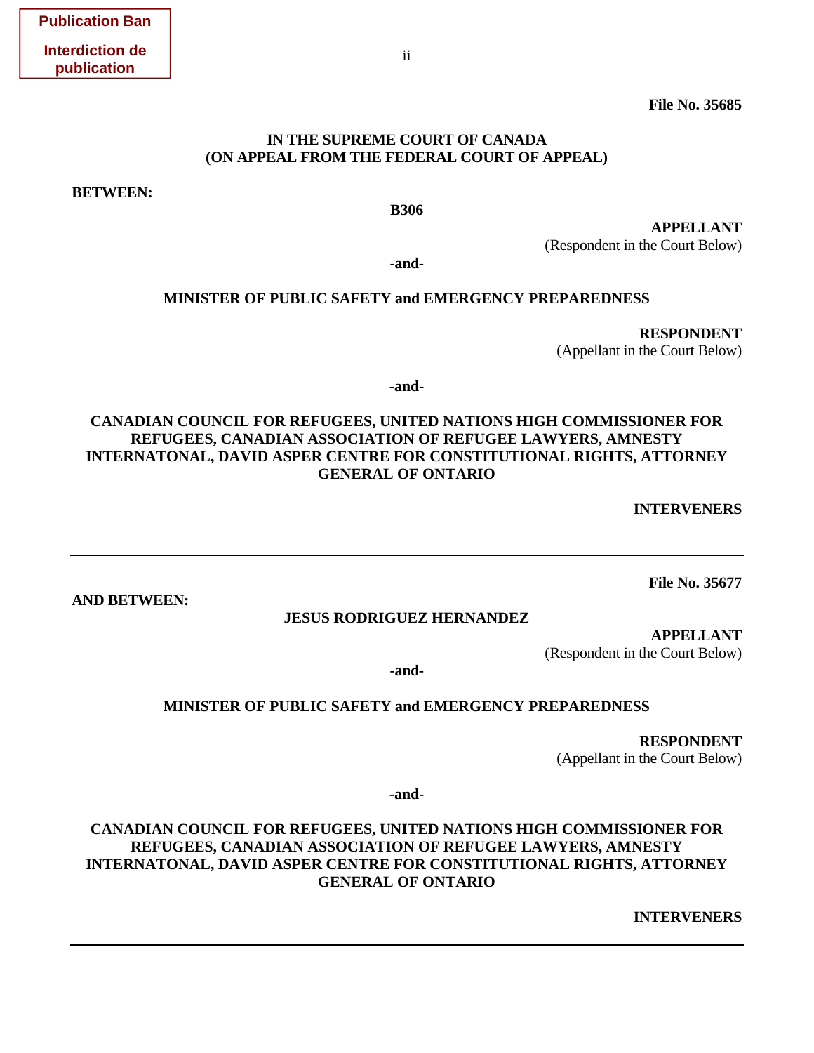**Publication Ban**

**Interdiction de publication**

**File No. 35685**

**IN THE SUPREME COURT OF CANADA**
**(ON APPEAL FROM THE FEDERAL COURT OF APPEAL)**

**BETWEEN:**

**B306**

**APPELLANT**
(Respondent in the Court Below)

**-and-**

**MINISTER OF PUBLIC SAFETY and EMERGENCY PREPAREDNESS**

**RESPONDENT**
(Appellant in the Court Below)

**-and-**

**CANADIAN COUNCIL FOR REFUGEES, UNITED NATIONS HIGH COMMISSIONER FOR REFUGEES, CANADIAN ASSOCIATION OF REFUGEE LAWYERS, AMNESTY INTERNATONAL, DAVID ASPER CENTRE FOR CONSTITUTIONAL RIGHTS, ATTORNEY GENERAL OF ONTARIO**

**INTERVENERS**

---

**File No. 35677**

**AND BETWEEN:**

**JESUS RODRIGUEZ HERNANDEZ**

**APPELLANT**
(Respondent in the Court Below)

**-and-**

**MINISTER OF PUBLIC SAFETY and EMERGENCY PREPAREDNESS**

**RESPONDENT**
(Appellant in the Court Below)

**-and-**

**CANADIAN COUNCIL FOR REFUGEES, UNITED NATIONS HIGH COMMISSIONER FOR REFUGEES, CANADIAN ASSOCIATION OF REFUGEE LAWYERS, AMNESTY INTERNATONAL, DAVID ASPER CENTRE FOR CONSTITUTIONAL RIGHTS, ATTORNEY GENERAL OF ONTARIO**

**INTERVENERS**

---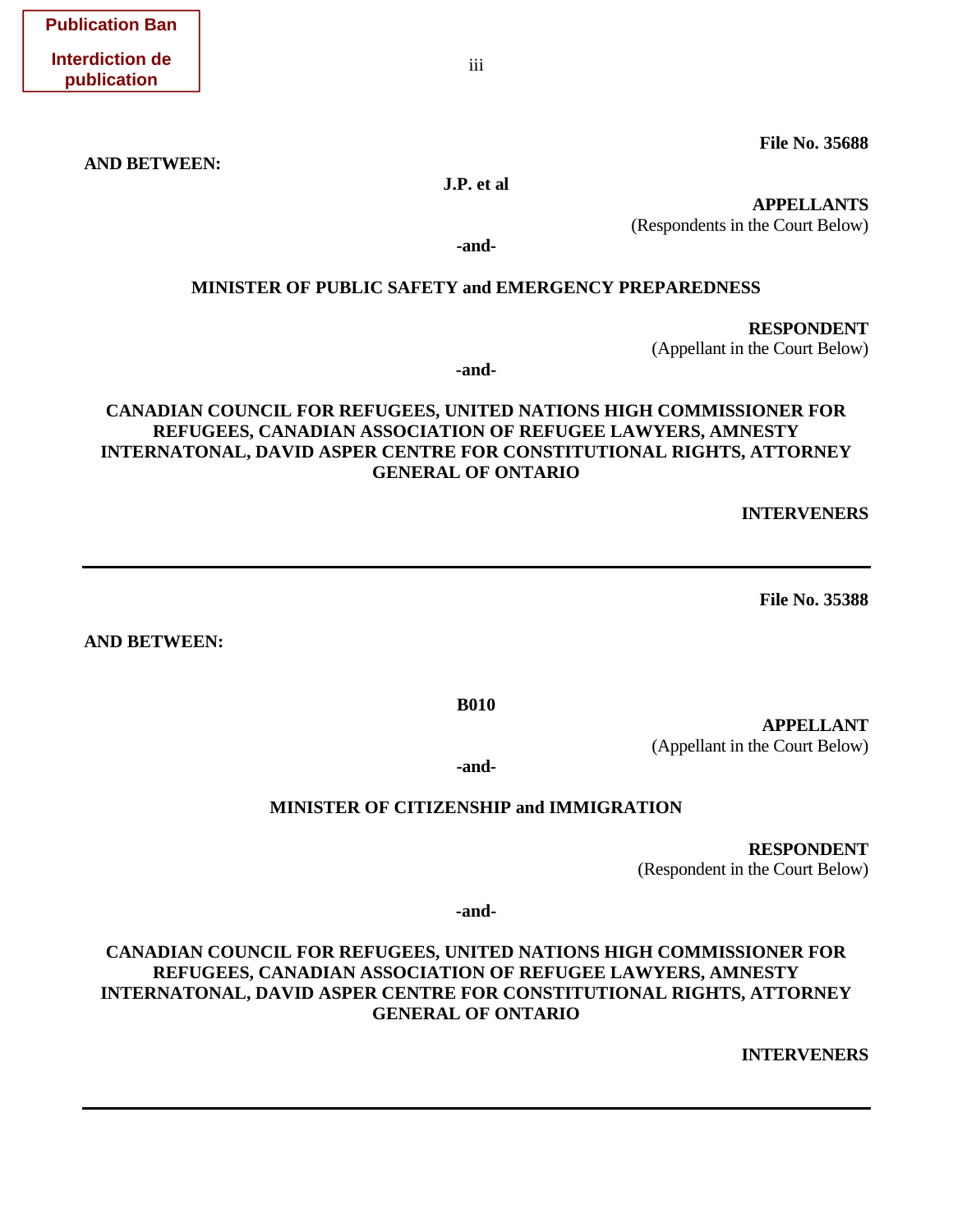**Publication Ban**

**Interdiction de publication**

**File No. 35688**

**AND BETWEEN:**

**J.P. et al**

**APPELLANTS**
(Respondents in the Court Below)

**-and-**

**MINISTER OF PUBLIC SAFETY and EMERGENCY PREPAREDNESS**

**RESPONDENT**
(Appellant in the Court Below)

**-and-**

**CANADIAN COUNCIL FOR REFUGEES, UNITED NATIONS HIGH COMMISSIONER FOR REFUGEES, CANADIAN ASSOCIATION OF REFUGEE LAWYERS, AMNESTY INTERNATONAL, DAVID ASPER CENTRE FOR CONSTITUTIONAL RIGHTS, ATTORNEY GENERAL OF ONTARIO**

**INTERVENERS**

---

**File No. 35388**

**AND BETWEEN:**

**B010**

**APPELLANT**
(Appellant in the Court Below)

**-and-**

**MINISTER OF CITIZENSHIP and IMMIGRATION**

**RESPONDENT**
(Respondent in the Court Below)

**-and-**

**CANADIAN COUNCIL FOR REFUGEES, UNITED NATIONS HIGH COMMISSIONER FOR REFUGEES, CANADIAN ASSOCIATION OF REFUGEE LAWYERS, AMNESTY INTERNATONAL, DAVID ASPER CENTRE FOR CONSTITUTIONAL RIGHTS, ATTORNEY GENERAL OF ONTARIO**

**INTERVENERS**

---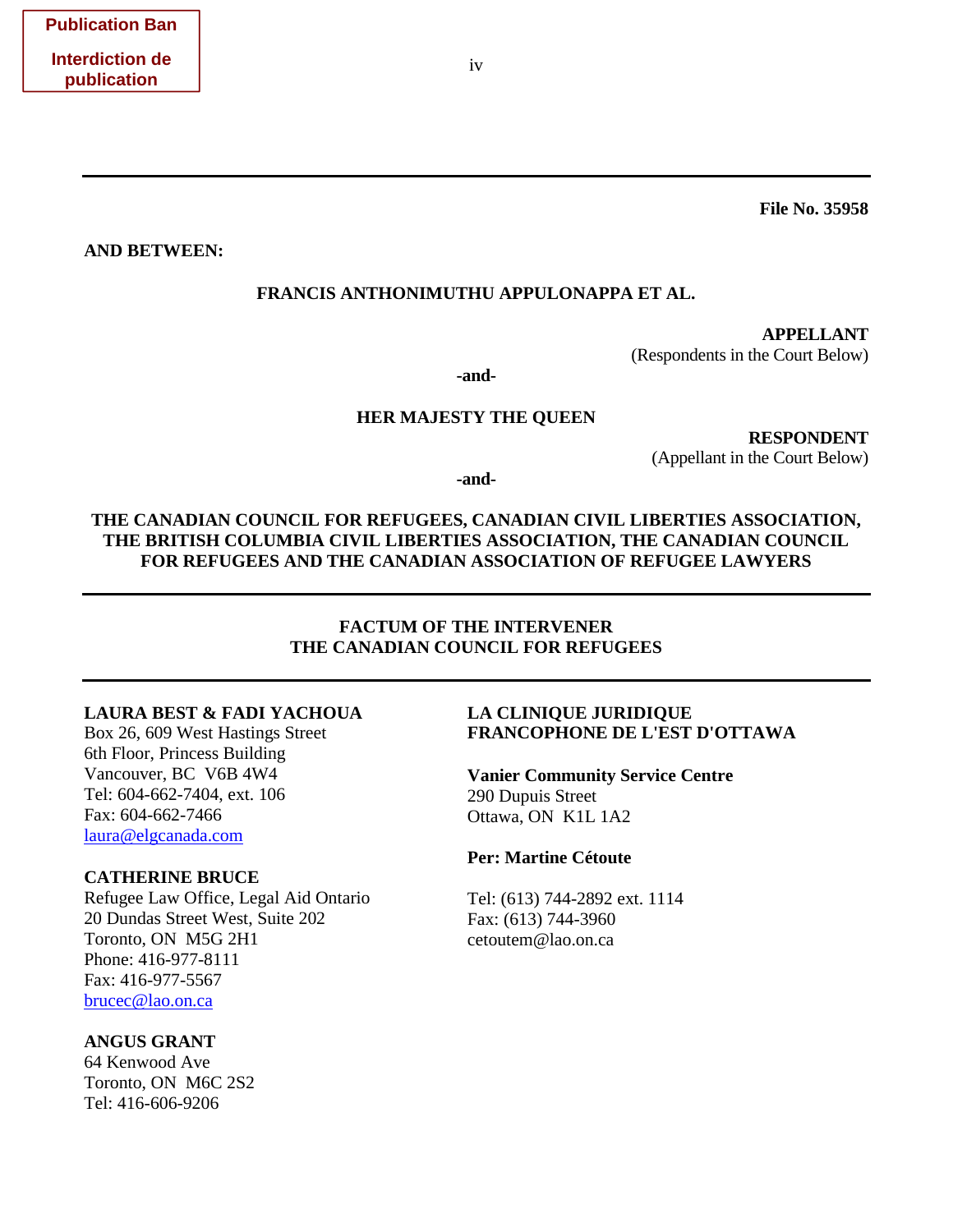**Publication Ban**

**Interdiction de publication**

**File No. 35958**

**AND BETWEEN:**

**FRANCIS ANTHONIMUTHU APPULONAPPA ET AL.**

**APPELLANT**
(Respondents in the Court Below)

**-and-**

**HER MAJESTY THE QUEEN**

**RESPONDENT**
(Appellant in the Court Below)

**-and-**

**THE CANADIAN COUNCIL FOR REFUGEES, CANADIAN CIVIL LIBERTIES ASSOCIATION, THE BRITISH COLUMBIA CIVIL LIBERTIES ASSOCIATION, THE CANADIAN COUNCIL FOR REFUGEES AND THE CANADIAN ASSOCIATION OF REFUGEE LAWYERS**

**FACTUM OF THE INTERVENER THE CANADIAN COUNCIL FOR REFUGEES**

**LAURA BEST & FADI YACHOUA**
Box 26, 609 West Hastings Street
6th Floor, Princess Building
Vancouver, BC V6B 4W4
Tel: 604-662-7404, ext. 106
Fax: 604-662-7466
laura@elgcanada.com

**CATHERINE BRUCE**
Refugee Law Office, Legal Aid Ontario
20 Dundas Street West, Suite 202
Toronto, ON M5G 2H1
Phone: 416-977-8111
Fax: 416-977-5567
brucec@lao.on.ca

**ANGUS GRANT**
64 Kenwood Ave
Toronto, ON M6C 2S2
Tel: 416-606-9206

**LA CLINIQUE JURIDIQUE FRANCOPHONE DE L'EST D'OTTAWA**

**Vanier Community Service Centre**
290 Dupuis Street
Ottawa, ON K1L 1A2

**Per: Martine Cétoute**

Tel: (613) 744-2892 ext. 1114
Fax: (613) 744-3960
cetoutem@lao.on.ca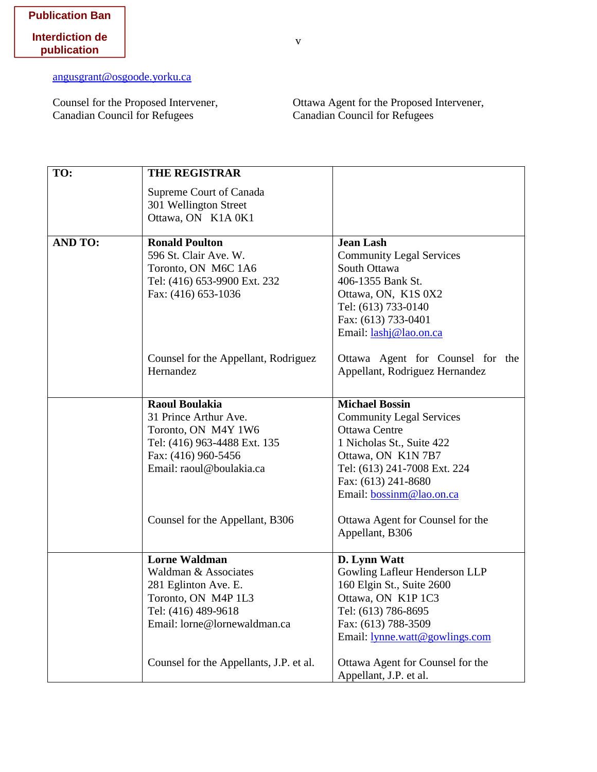**Publication Ban**

**Interdiction de publication**

angusgrant@osgoode.yorku.ca

Counsel for the Proposed Intervener, Canadian Council for Refugees

Ottawa Agent for the Proposed Intervener, Canadian Council for Refugees

| TO: | **THE REGISTRAR**<br><br>Supreme Court of Canada<br>301 Wellington Street<br>Ottawa, ON K1A 0K1 | |
|---|---|---|
| **AND TO:** | **Ronald Poulton**<br>596 St. Clair Ave. W.<br>Toronto, ON M6C 1A6<br>Tel: (416) 653-9900 Ext. 232<br>Fax: (416) 653-1036<br><br>Counsel for the Appellant, Rodriguez Hernandez | **Jean Lash**<br>Community Legal Services<br>South Ottawa<br>406-1355 Bank St.<br>Ottawa, ON, K1S 0X2<br>Tel: (613) 733-0140<br>Fax: (613) 733-0401<br>Email: lashj@lao.on.ca<br><br>Ottawa Agent for Counsel for the Appellant, Rodriguez Hernandez |
| | **Raoul Boulakia**<br>31 Prince Arthur Ave.<br>Toronto, ON M4Y 1W6<br>Tel: (416) 963-4488 Ext. 135<br>Fax: (416) 960-5456<br>Email: raoul@boulakia.ca<br><br>Counsel for the Appellant, B306 | **Michael Bossin**<br>Community Legal Services<br>Ottawa Centre<br>1 Nicholas St., Suite 422<br>Ottawa, ON K1N 7B7<br>Tel: (613) 241-7008 Ext. 224<br>Fax: (613) 241-8680<br>Email: bossinm@lao.on.ca<br><br>Ottawa Agent for Counsel for the Appellant, B306 |
| | **Lorne Waldman**<br>Waldman & Associates<br>281 Eglinton Ave. E.<br>Toronto, ON M4P 1L3<br>Tel: (416) 489-9618<br>Email: lorne@lornewaldman.ca<br><br>Counsel for the Appellants, J.P. et al. | **D. Lynn Watt**<br>Gowling Lafleur Henderson LLP<br>160 Elgin St., Suite 2600<br>Ottawa, ON K1P 1C3<br>Tel: (613) 786-8695<br>Fax: (613) 788-3509<br>Email: lynne.watt@gowlings.com<br><br>Ottawa Agent for Counsel for the Appellant, J.P. et al. |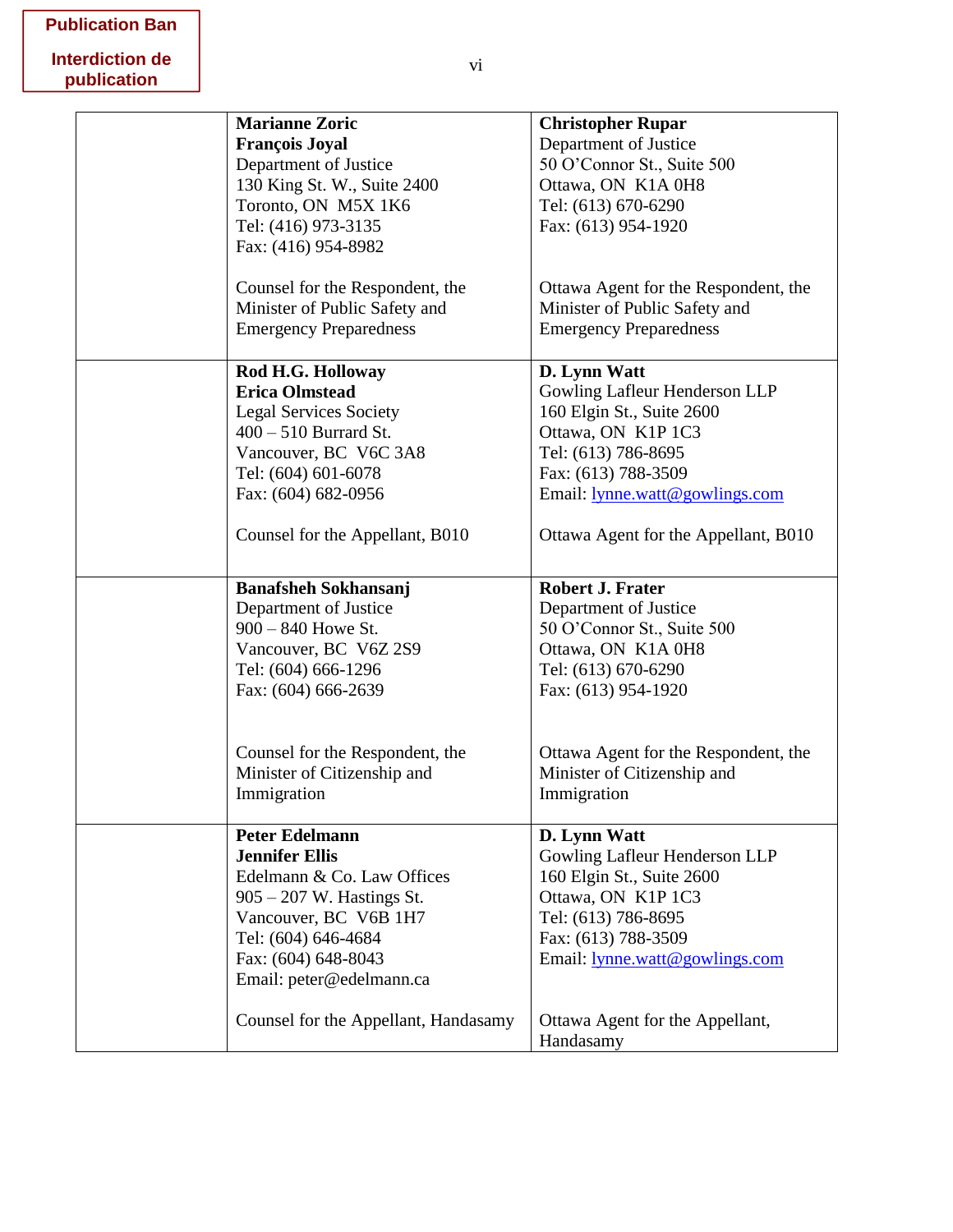**Publication Ban**

**Interdiction de publication**

| | | |
|---|---|---|
| | **Marianne Zoric**<br>**François Joyal**<br>Department of Justice<br>130 King St. W., Suite 2400<br>Toronto, ON M5X 1K6<br>Tel: (416) 973-3135<br>Fax: (416) 954-8982<br><br>Counsel for the Respondent, the Minister of Public Safety and Emergency Preparedness | **Christopher Rupar**<br>Department of Justice<br>50 O'Connor St., Suite 500<br>Ottawa, ON K1A 0H8<br>Tel: (613) 670-6290<br>Fax: (613) 954-1920<br><br>Ottawa Agent for the Respondent, the Minister of Public Safety and Emergency Preparedness |
| | **Rod H.G. Holloway**<br>**Erica Olmstead**<br>Legal Services Society<br>400 – 510 Burrard St.<br>Vancouver, BC V6C 3A8<br>Tel: (604) 601-6078<br>Fax: (604) 682-0956<br><br>Counsel for the Appellant, B010 | **D. Lynn Watt**<br>Gowling Lafleur Henderson LLP<br>160 Elgin St., Suite 2600<br>Ottawa, ON K1P 1C3<br>Tel: (613) 786-8695<br>Fax: (613) 788-3509<br>Email: lynne.watt@gowlings.com<br><br>Ottawa Agent for the Appellant, B010 |
| | **Banafsheh Sokhansanj**<br>Department of Justice<br>900 – 840 Howe St.<br>Vancouver, BC V6Z 2S9<br>Tel: (604) 666-1296<br>Fax: (604) 666-2639<br><br>Counsel for the Respondent, the Minister of Citizenship and Immigration | **Robert J. Frater**<br>Department of Justice<br>50 O'Connor St., Suite 500<br>Ottawa, ON K1A 0H8<br>Tel: (613) 670-6290<br>Fax: (613) 954-1920<br><br>Ottawa Agent for the Respondent, the Minister of Citizenship and Immigration |
| | **Peter Edelmann**<br>**Jennifer Ellis**<br>Edelmann & Co. Law Offices<br>905 – 207 W. Hastings St.<br>Vancouver, BC V6B 1H7<br>Tel: (604) 646-4684<br>Fax: (604) 648-8043<br>Email: peter@edelmann.ca<br><br>Counsel for the Appellant, Handasamy | **D. Lynn Watt**<br>Gowling Lafleur Henderson LLP<br>160 Elgin St., Suite 2600<br>Ottawa, ON K1P 1C3<br>Tel: (613) 786-8695<br>Fax: (613) 788-3509<br>Email: lynne.watt@gowlings.com<br><br>Ottawa Agent for the Appellant, Handasamy |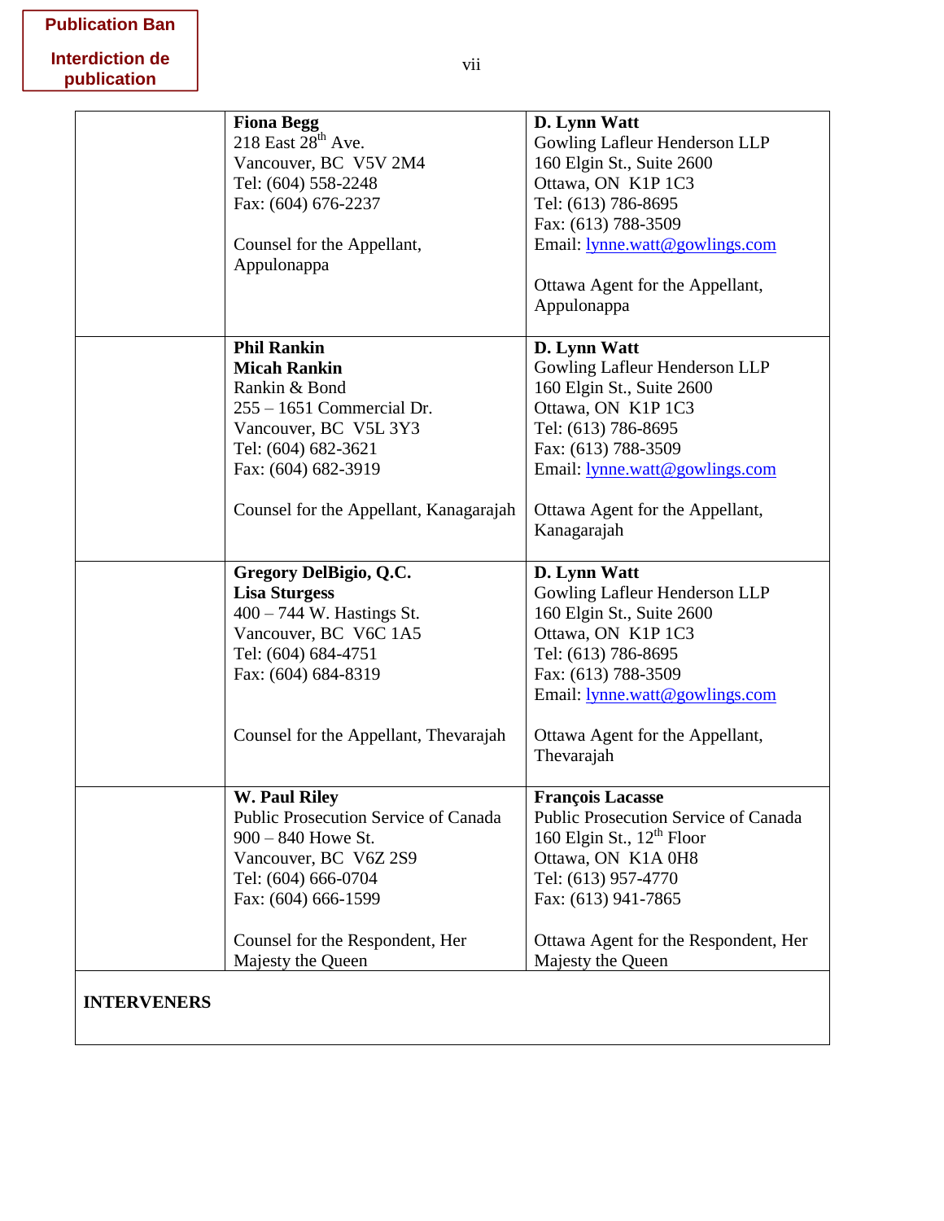Publication Ban

Interdiction de publication

| | | |
|---|---|---|
| | **Fiona Begg**<br>218 East 28th Ave.<br>Vancouver, BC V5V 2M4<br>Tel: (604) 558-2248<br>Fax: (604) 676-2237<br><br>Counsel for the Appellant, Appulonappa | **D. Lynn Watt**<br>Gowling Lafleur Henderson LLP<br>160 Elgin St., Suite 2600<br>Ottawa, ON K1P 1C3<br>Tel: (613) 786-8695<br>Fax: (613) 788-3509<br>Email: lynne.watt@gowlings.com<br><br>Ottawa Agent for the Appellant, Appulonappa |
| | **Phil Rankin**<br>**Micah Rankin**<br>Rankin & Bond<br>255 – 1651 Commercial Dr.<br>Vancouver, BC V5L 3Y3<br>Tel: (604) 682-3621<br>Fax: (604) 682-3919<br><br>Counsel for the Appellant, Kanagarajah | **D. Lynn Watt**<br>Gowling Lafleur Henderson LLP<br>160 Elgin St., Suite 2600<br>Ottawa, ON K1P 1C3<br>Tel: (613) 786-8695<br>Fax: (613) 788-3509<br>Email: lynne.watt@gowlings.com<br><br>Ottawa Agent for the Appellant, Kanagarajah |
| | **Gregory DelBigio, Q.C.**<br>**Lisa Sturgess**<br>400 – 744 W. Hastings St.<br>Vancouver, BC V6C 1A5<br>Tel: (604) 684-4751<br>Fax: (604) 684-8319<br><br>Counsel for the Appellant, Thevarajah | **D. Lynn Watt**<br>Gowling Lafleur Henderson LLP<br>160 Elgin St., Suite 2600<br>Ottawa, ON K1P 1C3<br>Tel: (613) 786-8695<br>Fax: (613) 788-3509<br>Email: lynne.watt@gowlings.com<br><br>Ottawa Agent for the Appellant, Thevarajah |
| | **W. Paul Riley**<br>Public Prosecution Service of Canada<br>900 – 840 Howe St.<br>Vancouver, BC V6Z 2S9<br>Tel: (604) 666-0704<br>Fax: (604) 666-1599<br><br>Counsel for the Respondent, Her Majesty the Queen | **François Lacasse**<br>Public Prosecution Service of Canada<br>160 Elgin St., 12th Floor<br>Ottawa, ON K1A 0H8<br>Tel: (613) 957-4770<br>Fax: (613) 941-7865<br><br>Ottawa Agent for the Respondent, Her Majesty the Queen |
| **INTERVENERS** | | |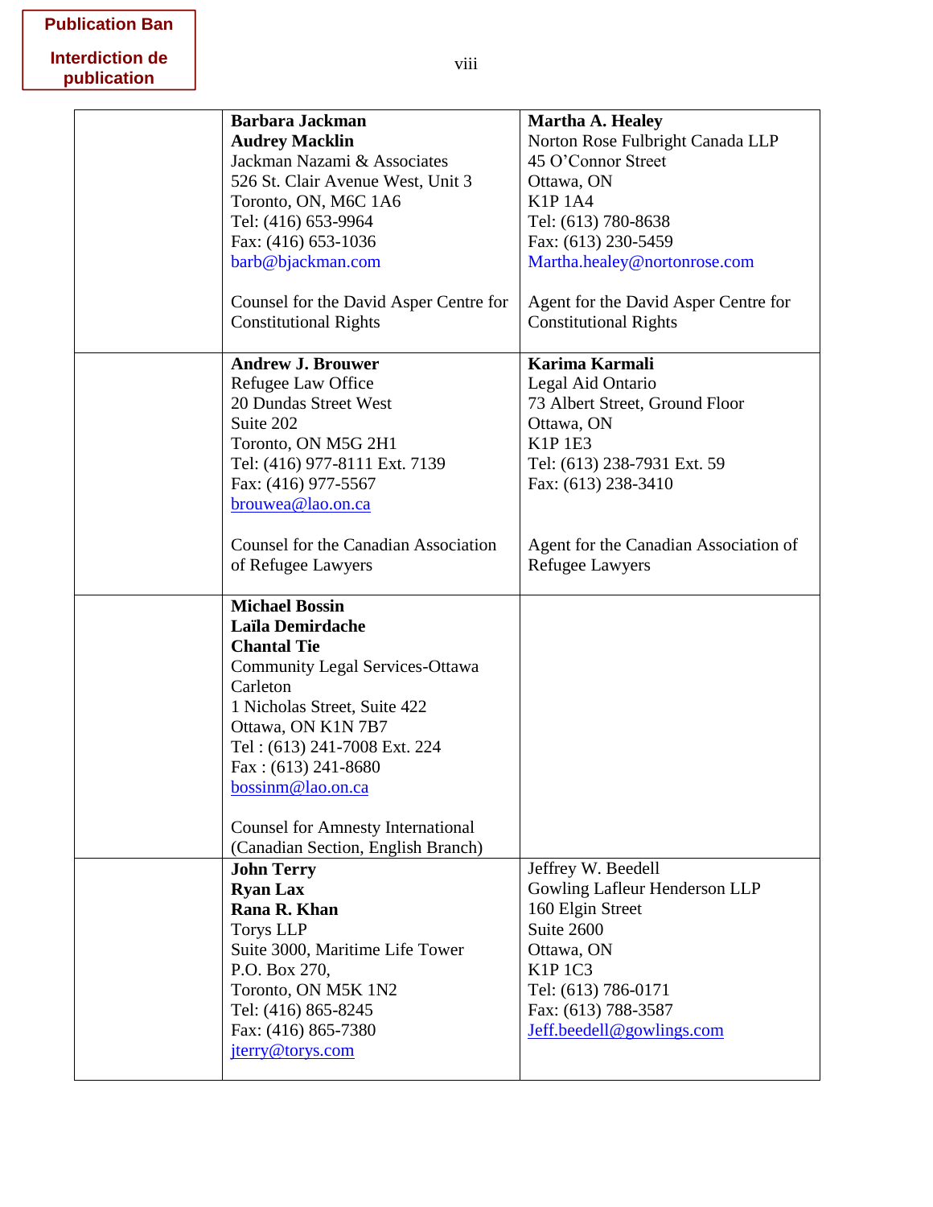**Publication Ban**

**Interdiction de publication**

| | | |
|---|---|---|
| | **Barbara Jackman**<br>**Audrey Macklin**<br>Jackman Nazami & Associates<br>526 St. Clair Avenue West, Unit 3<br>Toronto, ON, M6C 1A6<br>Tel: (416) 653-9964<br>Fax: (416) 653-1036<br>barb@bjackman.com<br><br>Counsel for the David Asper Centre for Constitutional Rights | **Martha A. Healey**<br>Norton Rose Fulbright Canada LLP<br>45 O'Connor Street<br>Ottawa, ON<br>K1P 1A4<br>Tel: (613) 780-8638<br>Fax: (613) 230-5459<br>Martha.healey@nortonrose.com<br><br>Agent for the David Asper Centre for Constitutional Rights |
| | **Andrew J. Brouwer**<br>Refugee Law Office<br>20 Dundas Street West<br>Suite 202<br>Toronto, ON M5G 2H1<br>Tel: (416) 977-8111 Ext. 7139<br>Fax: (416) 977-5567<br>brouwea@lao.on.ca<br><br>Counsel for the Canadian Association of Refugee Lawyers | **Karima Karmali**<br>Legal Aid Ontario<br>73 Albert Street, Ground Floor<br>Ottawa, ON<br>K1P 1E3<br>Tel: (613) 238-7931 Ext. 59<br>Fax: (613) 238-3410<br><br>Agent for the Canadian Association of Refugee Lawyers |
| | **Michael Bossin**<br>**Laïla Demirdache**<br>**Chantal Tie**<br>Community Legal Services-Ottawa Carleton<br>1 Nicholas Street, Suite 422<br>Ottawa, ON K1N 7B7<br>Tel : (613) 241-7008 Ext. 224<br>Fax : (613) 241-8680<br>bossinm@lao.on.ca<br><br>Counsel for Amnesty International (Canadian Section, English Branch) | |
| | **John Terry**<br>**Ryan Lax**<br>**Rana R. Khan**<br>Torys LLP<br>Suite 3000, Maritime Life Tower<br>P.O. Box 270,<br>Toronto, ON M5K 1N2<br>Tel: (416) 865-8245<br>Fax: (416) 865-7380<br>jterry@torys.com | Jeffrey W. Beedell<br>Gowling Lafleur Henderson LLP<br>160 Elgin Street<br>Suite 2600<br>Ottawa, ON<br>K1P 1C3<br>Tel: (613) 786-0171<br>Fax: (613) 788-3587<br>Jeff.beedell@gowlings.com |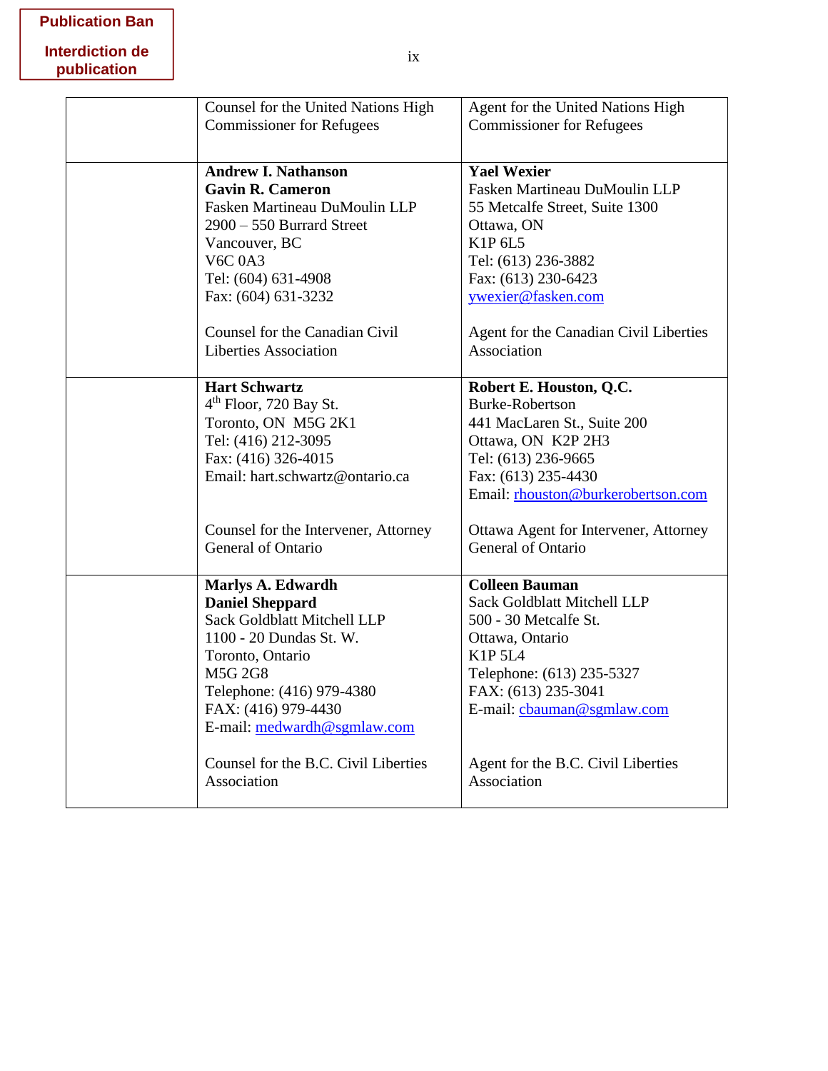Publication Ban

Interdiction de publication

| | | |
|---|---|---|
| | Counsel for the United Nations High Commissioner for Refugees | Agent for the United Nations High Commissioner for Refugees |
| | **Andrew I. Nathanson**<br>**Gavin R. Cameron**<br>Fasken Martineau DuMoulin LLP<br>2900 – 550 Burrard Street<br>Vancouver, BC<br>V6C 0A3<br>Tel: (604) 631-4908<br>Fax: (604) 631-3232<br><br>Counsel for the Canadian Civil Liberties Association | **Yael Wexier**<br>Fasken Martineau DuMoulin LLP<br>55 Metcalfe Street, Suite 1300<br>Ottawa, ON<br>K1P 6L5<br>Tel: (613) 236-3882<br>Fax: (613) 230-6423<br>ywexier@fasken.com<br><br>Agent for the Canadian Civil Liberties Association |
| | **Hart Schwartz**<br>4th Floor, 720 Bay St.<br>Toronto, ON M5G 2K1<br>Tel: (416) 212-3095<br>Fax: (416) 326-4015<br>Email: hart.schwartz@ontario.ca<br><br>Counsel for the Intervener, Attorney General of Ontario | **Robert E. Houston, Q.C.**<br>Burke-Robertson<br>441 MacLaren St., Suite 200<br>Ottawa, ON K2P 2H3<br>Tel: (613) 236-9665<br>Fax: (613) 235-4430<br>Email: rhouston@burkerobertson.com<br><br>Ottawa Agent for Intervener, Attorney General of Ontario |
| | **Marlys A. Edwardh**<br>**Daniel Sheppard**<br>Sack Goldblatt Mitchell LLP<br>1100 - 20 Dundas St. W.<br>Toronto, Ontario<br>M5G 2G8<br>Telephone: (416) 979-4380<br>FAX: (416) 979-4430<br>E-mail: medwardh@sgmlaw.com<br><br>Counsel for the B.C. Civil Liberties Association | **Colleen Bauman**<br>Sack Goldblatt Mitchell LLP<br>500 - 30 Metcalfe St.<br>Ottawa, Ontario<br>K1P 5L4<br>Telephone: (613) 235-5327<br>FAX: (613) 235-3041<br>E-mail: cbauman@sgmlaw.com<br><br>Agent for the B.C. Civil Liberties Association |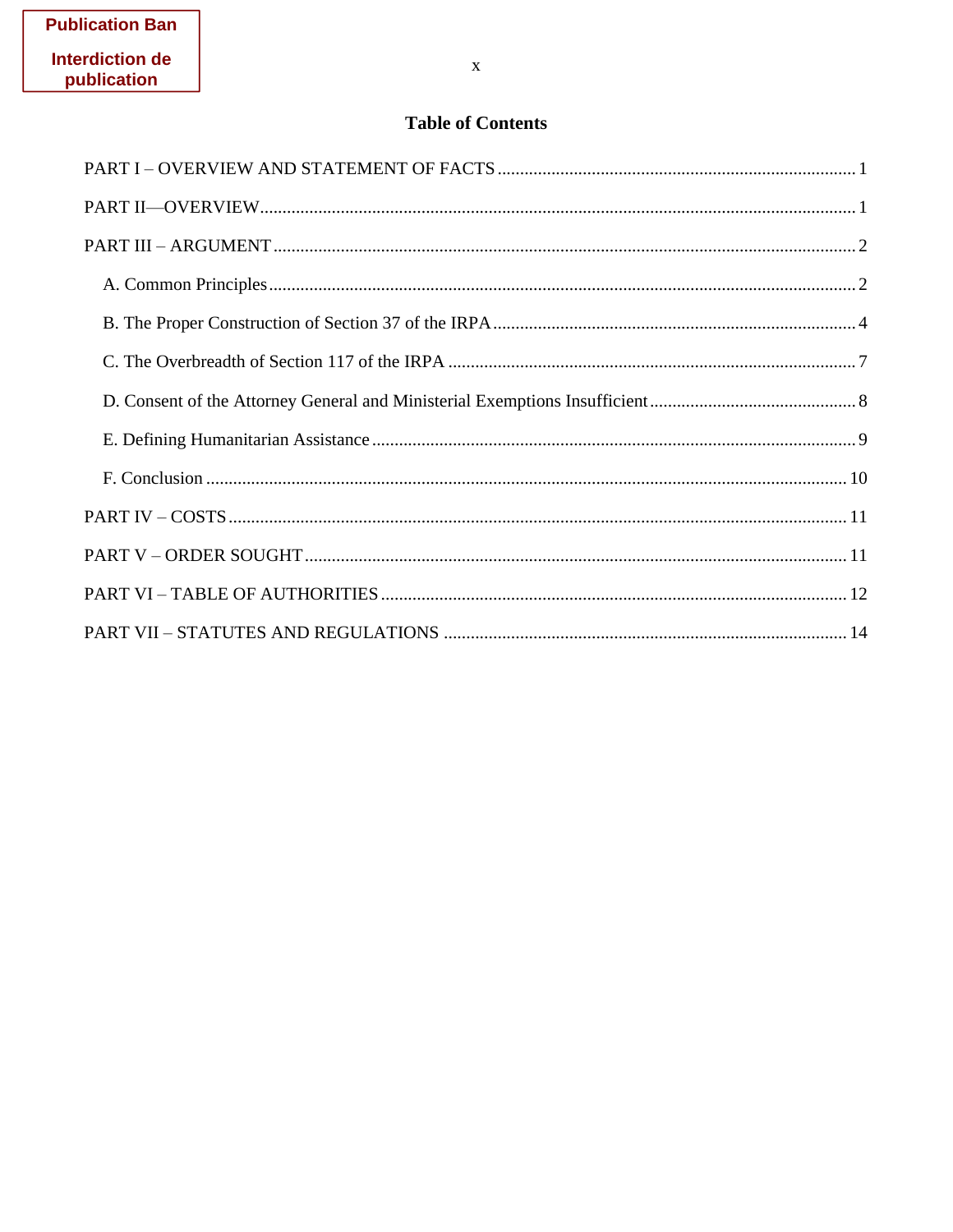Publication Ban

Interdiction de publication

## Table of Contents

PART I – OVERVIEW AND STATEMENT OF FACTS ... 1

PART II—OVERVIEW ... 1

PART III – ARGUMENT ... 2

- A. Common Principles ... 2
- B. The Proper Construction of Section 37 of the IRPA ... 4
- C. The Overbreadth of Section 117 of the IRPA ... 7
- D. Consent of the Attorney General and Ministerial Exemptions Insufficient ... 8
- E. Defining Humanitarian Assistance ... 9
- F. Conclusion ... 10

PART IV – COSTS ... 11

PART V – ORDER SOUGHT ... 11

PART VI – TABLE OF AUTHORITIES ... 12

PART VII – STATUTES AND REGULATIONS ... 14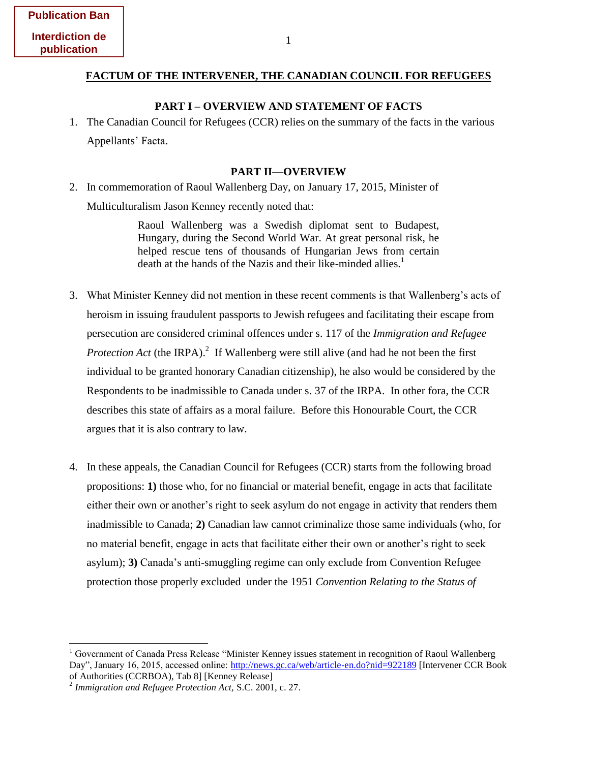Publication Ban

Interdiction de publication

## FACTUM OF THE INTERVENER, THE CANADIAN COUNCIL FOR REFUGEES

### PART I – OVERVIEW AND STATEMENT OF FACTS

1. The Canadian Council for Refugees (CCR) relies on the summary of the facts in the various Appellants' Facta.

### PART II—OVERVIEW

2. In commemoration of Raoul Wallenberg Day, on January 17, 2015, Minister of Multiculturalism Jason Kenney recently noted that:

> Raoul Wallenberg was a Swedish diplomat sent to Budapest, Hungary, during the Second World War. At great personal risk, he helped rescue tens of thousands of Hungarian Jews from certain death at the hands of the Nazis and their like-minded allies.[1]

3. What Minister Kenney did not mention in these recent comments is that Wallenberg's acts of heroism in issuing fraudulent passports to Jewish refugees and facilitating their escape from persecution are considered criminal offences under s. 117 of the *Immigration and Refugee Protection Act* (the IRPA).[2] If Wallenberg were still alive (and had he not been the first individual to be granted honorary Canadian citizenship), he also would be considered by the Respondents to be inadmissible to Canada under s. 37 of the IRPA. In other fora, the CCR describes this state of affairs as a moral failure. Before this Honourable Court, the CCR argues that it is also contrary to law.

4. In these appeals, the Canadian Council for Refugees (CCR) starts from the following broad propositions: **1)** those who, for no financial or material benefit, engage in acts that facilitate either their own or another's right to seek asylum do not engage in activity that renders them inadmissible to Canada; **2)** Canadian law cannot criminalize those same individuals (who, for no material benefit, engage in acts that facilitate either their own or another's right to seek asylum); **3)** Canada's anti-smuggling regime can only exclude from Convention Refugee protection those properly excluded under the 1951 *Convention Relating to the Status of*

---

[1] Government of Canada Press Release "Minister Kenney issues statement in recognition of Raoul Wallenberg Day", January 16, 2015, accessed online: http://news.gc.ca/web/article-en.do?nid=922189 [Intervener CCR Book of Authorities (CCRBOA), Tab 8] [Kenney Release]

[2] *Immigration and Refugee Protection Act*, S.C. 2001, c. 27.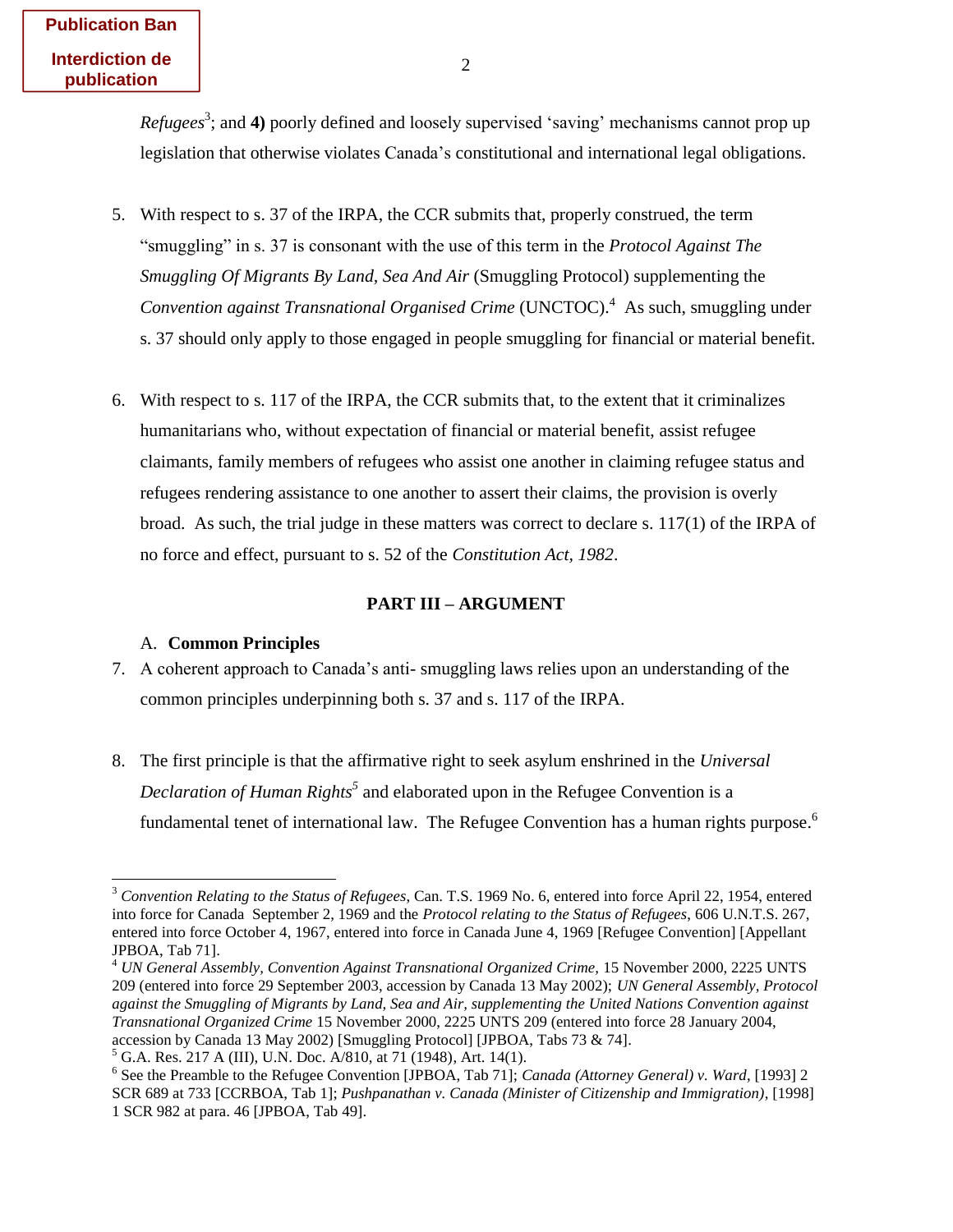*Refugees*[3]; and **4)** poorly defined and loosely supervised 'saving' mechanisms cannot prop up legislation that otherwise violates Canada's constitutional and international legal obligations.

5. With respect to s. 37 of the IRPA, the CCR submits that, properly construed, the term "smuggling" in s. 37 is consonant with the use of this term in the *Protocol Against The Smuggling Of Migrants By Land, Sea And Air* (Smuggling Protocol) supplementing the *Convention against Transnational Organised Crime* (UNCTOC).[4] As such, smuggling under s. 37 should only apply to those engaged in people smuggling for financial or material benefit.

6. With respect to s. 117 of the IRPA, the CCR submits that, to the extent that it criminalizes humanitarians who, without expectation of financial or material benefit, assist refugee claimants, family members of refugees who assist one another in claiming refugee status and refugees rendering assistance to one another to assert their claims, the provision is overly broad. As such, the trial judge in these matters was correct to declare s. 117(1) of the IRPA of no force and effect, pursuant to s. 52 of the *Constitution Act, 1982*.

## PART III – ARGUMENT

### A. **Common Principles**

7. A coherent approach to Canada's anti- smuggling laws relies upon an understanding of the common principles underpinning both s. 37 and s. 117 of the IRPA.

8. The first principle is that the affirmative right to seek asylum enshrined in the *Universal Declaration of Human Rights*[5] and elaborated upon in the Refugee Convention is a fundamental tenet of international law. The Refugee Convention has a human rights purpose.[6]

---

[3] *Convention Relating to the Status of Refugees*, Can. T.S. 1969 No. 6, entered into force April 22, 1954, entered into force for Canada September 2, 1969 and the *Protocol relating to the Status of Refugees*, 606 U.N.T.S. 267, entered into force October 4, 1967, entered into force in Canada June 4, 1969 [Refugee Convention] [Appellant JPBOA, Tab 71].

[4] *UN General Assembly, Convention Against Transnational Organized Crime*, 15 November 2000, 2225 UNTS 209 (entered into force 29 September 2003, accession by Canada 13 May 2002); *UN General Assembly, Protocol against the Smuggling of Migrants by Land, Sea and Air, supplementing the United Nations Convention against Transnational Organized Crime* 15 November 2000, 2225 UNTS 209 (entered into force 28 January 2004, accession by Canada 13 May 2002) [Smuggling Protocol] [JPBOA, Tabs 73 & 74].

[5] G.A. Res. 217 A (III), U.N. Doc. A/810, at 71 (1948), Art. 14(1).

[6] See the Preamble to the Refugee Convention [JPBOA, Tab 71]; *Canada (Attorney General) v. Ward*, [1993] 2 SCR 689 at 733 [CCRBOA, Tab 1]; *Pushpanathan v. Canada (Minister of Citizenship and Immigration)*, [1998] 1 SCR 982 at para. 46 [JPBOA, Tab 49].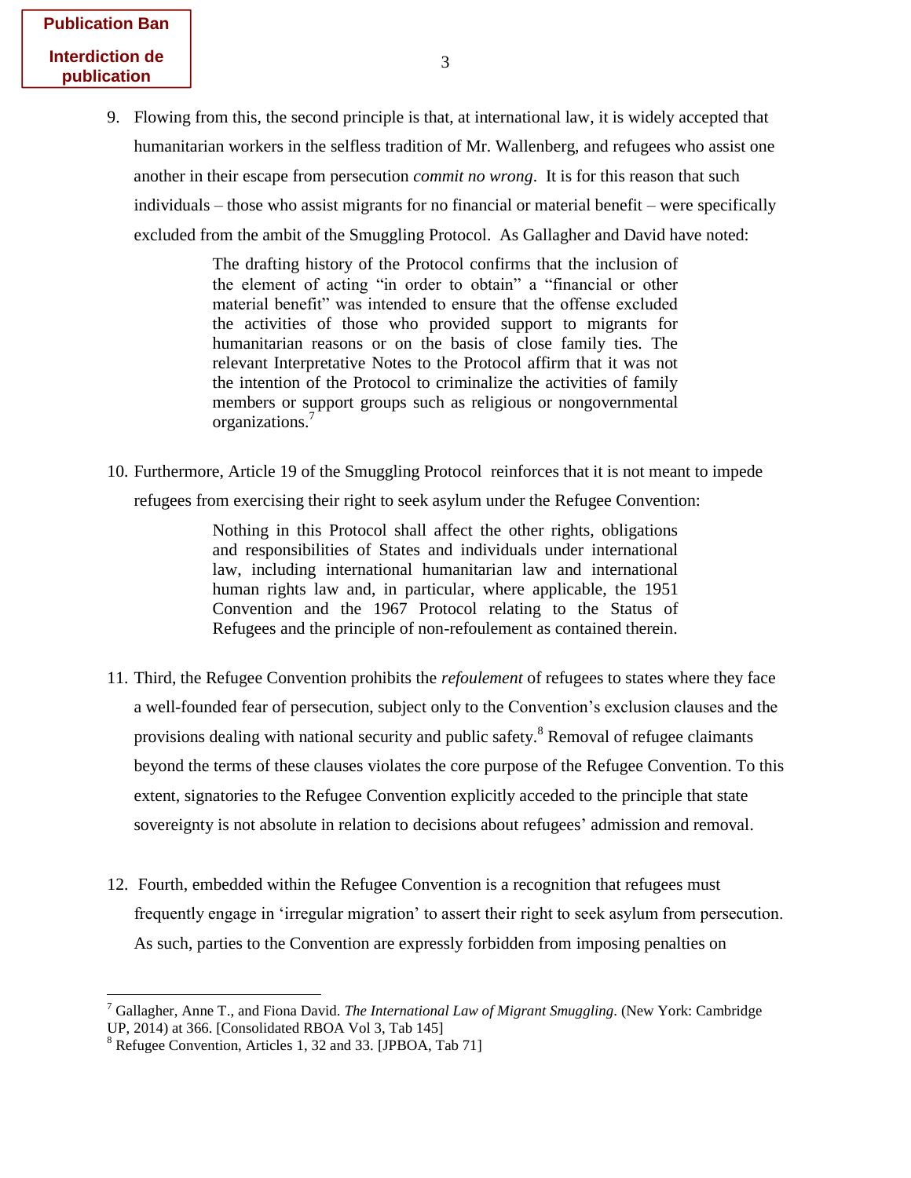9. Flowing from this, the second principle is that, at international law, it is widely accepted that humanitarian workers in the selfless tradition of Mr. Wallenberg, and refugees who assist one another in their escape from persecution *commit no wrong*. It is for this reason that such individuals – those who assist migrants for no financial or material benefit – were specifically excluded from the ambit of the Smuggling Protocol. As Gallagher and David have noted:

> The drafting history of the Protocol confirms that the inclusion of the element of acting "in order to obtain" a "financial or other material benefit" was intended to ensure that the offense excluded the activities of those who provided support to migrants for humanitarian reasons or on the basis of close family ties. The relevant Interpretative Notes to the Protocol affirm that it was not the intention of the Protocol to criminalize the activities of family members or support groups such as religious or nongovernmental organizations.[7]

10. Furthermore, Article 19 of the Smuggling Protocol reinforces that it is not meant to impede refugees from exercising their right to seek asylum under the Refugee Convention:

> Nothing in this Protocol shall affect the other rights, obligations and responsibilities of States and individuals under international law, including international humanitarian law and international human rights law and, in particular, where applicable, the 1951 Convention and the 1967 Protocol relating to the Status of Refugees and the principle of non-refoulement as contained therein.

11. Third, the Refugee Convention prohibits the *refoulement* of refugees to states where they face a well-founded fear of persecution, subject only to the Convention's exclusion clauses and the provisions dealing with national security and public safety.[8] Removal of refugee claimants beyond the terms of these clauses violates the core purpose of the Refugee Convention. To this extent, signatories to the Refugee Convention explicitly acceded to the principle that state sovereignty is not absolute in relation to decisions about refugees' admission and removal.

12. Fourth, embedded within the Refugee Convention is a recognition that refugees must frequently engage in 'irregular migration' to assert their right to seek asylum from persecution. As such, parties to the Convention are expressly forbidden from imposing penalties on

---

[7] Gallagher, Anne T., and Fiona David. *The International Law of Migrant Smuggling*. (New York: Cambridge UP, 2014) at 366. [Consolidated RBOA Vol 3, Tab 145]

[8] Refugee Convention, Articles 1, 32 and 33. [JPBOA, Tab 71]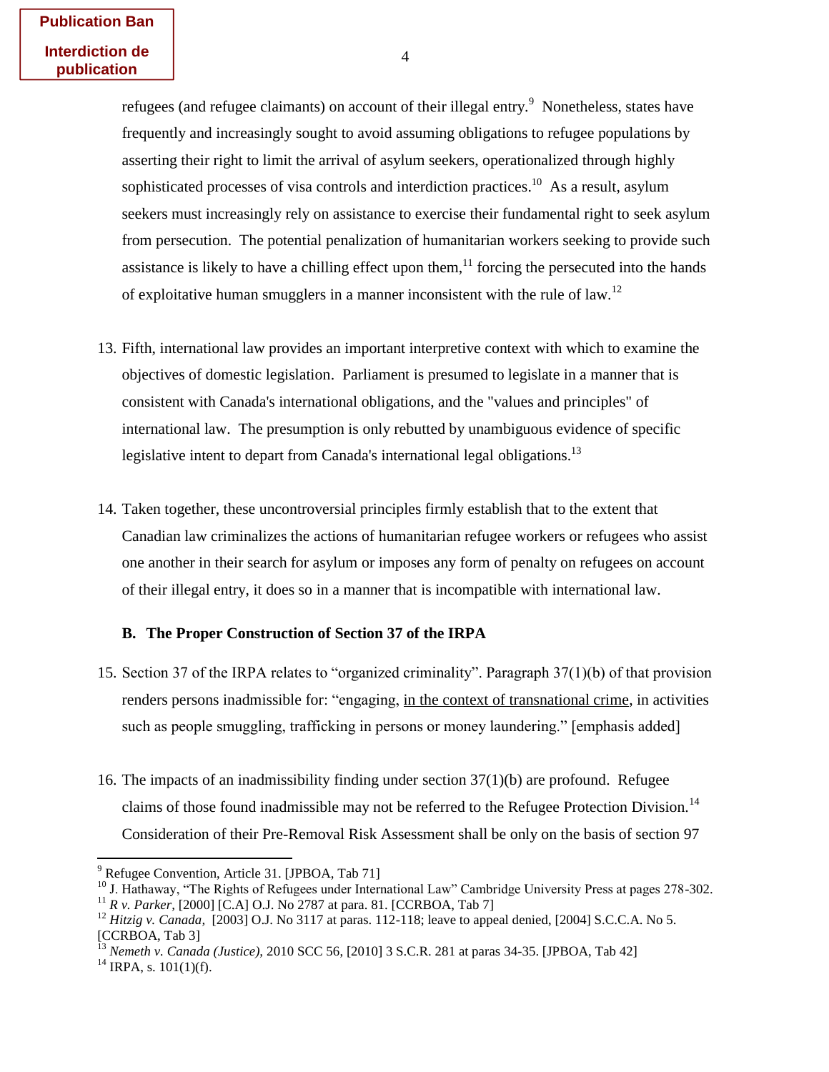refugees (and refugee claimants) on account of their illegal entry.[9] Nonetheless, states have frequently and increasingly sought to avoid assuming obligations to refugee populations by asserting their right to limit the arrival of asylum seekers, operationalized through highly sophisticated processes of visa controls and interdiction practices.[10] As a result, asylum seekers must increasingly rely on assistance to exercise their fundamental right to seek asylum from persecution. The potential penalization of humanitarian workers seeking to provide such assistance is likely to have a chilling effect upon them,[11] forcing the persecuted into the hands of exploitative human smugglers in a manner inconsistent with the rule of law.[12]

13. Fifth, international law provides an important interpretive context with which to examine the objectives of domestic legislation. Parliament is presumed to legislate in a manner that is consistent with Canada's international obligations, and the "values and principles" of international law. The presumption is only rebutted by unambiguous evidence of specific legislative intent to depart from Canada's international legal obligations.[13]

14. Taken together, these uncontroversial principles firmly establish that to the extent that Canadian law criminalizes the actions of humanitarian refugee workers or refugees who assist one another in their search for asylum or imposes any form of penalty on refugees on account of their illegal entry, it does so in a manner that is incompatible with international law.

### B. The Proper Construction of Section 37 of the IRPA

15. Section 37 of the IRPA relates to "organized criminality". Paragraph 37(1)(b) of that provision renders persons inadmissible for: "engaging, <u>in the context of transnational crime</u>, in activities such as people smuggling, trafficking in persons or money laundering." [emphasis added]

16. The impacts of an inadmissibility finding under section 37(1)(b) are profound. Refugee claims of those found inadmissible may not be referred to the Refugee Protection Division.[14] Consideration of their Pre-Removal Risk Assessment shall be only on the basis of section 97

---

[9] Refugee Convention, Article 31. [JPBOA, Tab 71]

[10] J. Hathaway, "The Rights of Refugees under International Law" Cambridge University Press at pages 278-302.

[11] *R v. Parker*, [2000] [C.A] O.J. No 2787 at para. 81. [CCRBOA, Tab 7]

[12] *Hitzig v. Canada*, [2003] O.J. No 3117 at paras. 112-118; leave to appeal denied, [2004] S.C.C.A. No 5. [CCRBOA, Tab 3]

[13] *Nemeth v. Canada (Justice)*, 2010 SCC 56, [2010] 3 S.C.R. 281 at paras 34-35. [JPBOA, Tab 42]

[14] IRPA, s. 101(1)(f).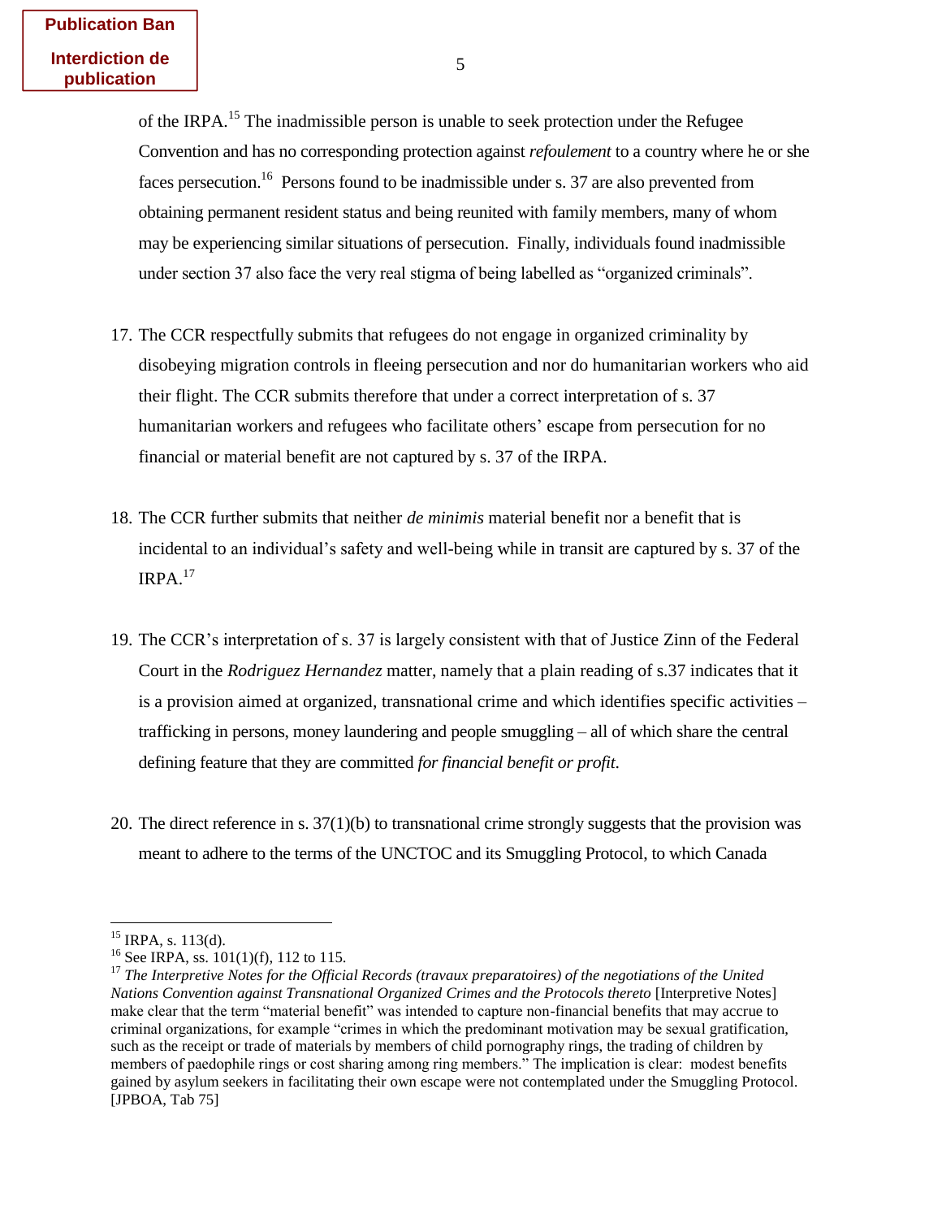**Publication Ban**

**Interdiction de publication**

of the IRPA.[15] The inadmissible person is unable to seek protection under the Refugee Convention and has no corresponding protection against *refoulement* to a country where he or she faces persecution.[16] Persons found to be inadmissible under s. 37 are also prevented from obtaining permanent resident status and being reunited with family members, many of whom may be experiencing similar situations of persecution. Finally, individuals found inadmissible under section 37 also face the very real stigma of being labelled as "organized criminals".

17. The CCR respectfully submits that refugees do not engage in organized criminality by disobeying migration controls in fleeing persecution and nor do humanitarian workers who aid their flight. The CCR submits therefore that under a correct interpretation of s. 37 humanitarian workers and refugees who facilitate others' escape from persecution for no financial or material benefit are not captured by s. 37 of the IRPA.

18. The CCR further submits that neither *de minimis* material benefit nor a benefit that is incidental to an individual's safety and well-being while in transit are captured by s. 37 of the IRPA.[17]

19. The CCR's interpretation of s. 37 is largely consistent with that of Justice Zinn of the Federal Court in the *Rodriguez Hernandez* matter, namely that a plain reading of s.37 indicates that it is a provision aimed at organized, transnational crime and which identifies specific activities – trafficking in persons, money laundering and people smuggling – all of which share the central defining feature that they are committed *for financial benefit or profit.*

20. The direct reference in s. 37(1)(b) to transnational crime strongly suggests that the provision was meant to adhere to the terms of the UNCTOC and its Smuggling Protocol, to which Canada

---

[15] IRPA, s. 113(d).

[16] See IRPA, ss. 101(1)(f), 112 to 115.

[17] *The Interpretive Notes for the Official Records (travaux preparatoires) of the negotiations of the United Nations Convention against Transnational Organized Crimes and the Protocols thereto* [Interpretive Notes] make clear that the term "material benefit" was intended to capture non-financial benefits that may accrue to criminal organizations, for example "crimes in which the predominant motivation may be sexual gratification, such as the receipt or trade of materials by members of child pornography rings, the trading of children by members of paedophile rings or cost sharing among ring members." The implication is clear: modest benefits gained by asylum seekers in facilitating their own escape were not contemplated under the Smuggling Protocol. [JPBOA, Tab 75]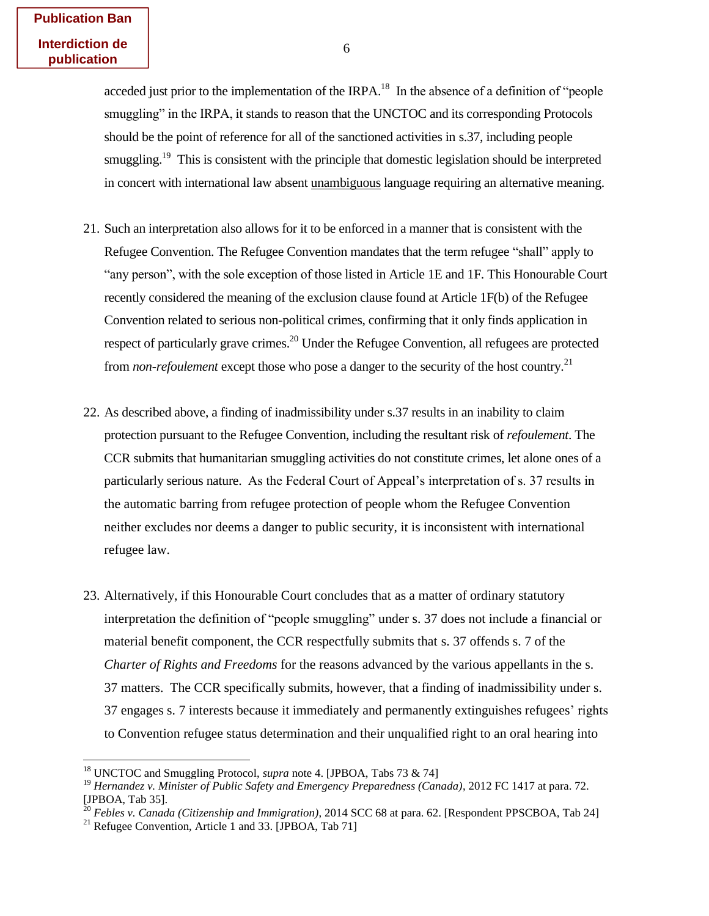acceded just prior to the implementation of the IRPA.[18] In the absence of a definition of "people smuggling" in the IRPA, it stands to reason that the UNCTOC and its corresponding Protocols should be the point of reference for all of the sanctioned activities in s.37, including people smuggling.[19] This is consistent with the principle that domestic legislation should be interpreted in concert with international law absent <u>unambiguous</u> language requiring an alternative meaning.

21. Such an interpretation also allows for it to be enforced in a manner that is consistent with the Refugee Convention. The Refugee Convention mandates that the term refugee "shall" apply to "any person", with the sole exception of those listed in Article 1E and 1F. This Honourable Court recently considered the meaning of the exclusion clause found at Article 1F(b) of the Refugee Convention related to serious non-political crimes, confirming that it only finds application in respect of particularly grave crimes.[20] Under the Refugee Convention, all refugees are protected from *non-refoulement* except those who pose a danger to the security of the host country.[21]

22. As described above, a finding of inadmissibility under s.37 results in an inability to claim protection pursuant to the Refugee Convention, including the resultant risk of *refoulement*. The CCR submits that humanitarian smuggling activities do not constitute crimes, let alone ones of a particularly serious nature. As the Federal Court of Appeal's interpretation of s. 37 results in the automatic barring from refugee protection of people whom the Refugee Convention neither excludes nor deems a danger to public security, it is inconsistent with international refugee law.

23. Alternatively, if this Honourable Court concludes that as a matter of ordinary statutory interpretation the definition of "people smuggling" under s. 37 does not include a financial or material benefit component, the CCR respectfully submits that s. 37 offends s. 7 of the *Charter of Rights and Freedoms* for the reasons advanced by the various appellants in the s. 37 matters. The CCR specifically submits, however, that a finding of inadmissibility under s. 37 engages s. 7 interests because it immediately and permanently extinguishes refugees' rights to Convention refugee status determination and their unqualified right to an oral hearing into

---

[18] UNCTOC and Smuggling Protocol, *supra* note 4. [JPBOA, Tabs 73 & 74]

[19] *Hernandez v. Minister of Public Safety and Emergency Preparedness (Canada)*, 2012 FC 1417 at para. 72. [JPBOA, Tab 35].

[20] *Febles v. Canada (Citizenship and Immigration)*, 2014 SCC 68 at para. 62. [Respondent PPSCBOA, Tab 24]

[21] Refugee Convention, Article 1 and 33. [JPBOA, Tab 71]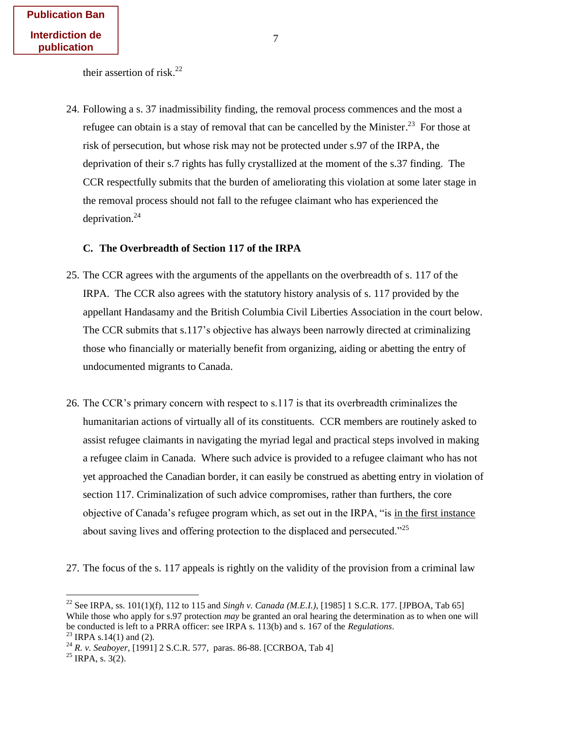their assertion of risk.[22]

24. Following a s. 37 inadmissibility finding, the removal process commences and the most a refugee can obtain is a stay of removal that can be cancelled by the Minister.[23] For those at risk of persecution, but whose risk may not be protected under s.97 of the IRPA, the deprivation of their s.7 rights has fully crystallized at the moment of the s.37 finding. The CCR respectfully submits that the burden of ameliorating this violation at some later stage in the removal process should not fall to the refugee claimant who has experienced the deprivation.[24]

### C. The Overbreadth of Section 117 of the IRPA

25. The CCR agrees with the arguments of the appellants on the overbreadth of s. 117 of the IRPA. The CCR also agrees with the statutory history analysis of s. 117 provided by the appellant Handasamy and the British Columbia Civil Liberties Association in the court below. The CCR submits that s.117's objective has always been narrowly directed at criminalizing those who financially or materially benefit from organizing, aiding or abetting the entry of undocumented migrants to Canada.

26. The CCR's primary concern with respect to s.117 is that its overbreadth criminalizes the humanitarian actions of virtually all of its constituents. CCR members are routinely asked to assist refugee claimants in navigating the myriad legal and practical steps involved in making a refugee claim in Canada. Where such advice is provided to a refugee claimant who has not yet approached the Canadian border, it can easily be construed as abetting entry in violation of section 117. Criminalization of such advice compromises, rather than furthers, the core objective of Canada's refugee program which, as set out in the IRPA, "is <u>in the first instance</u> about saving lives and offering protection to the displaced and persecuted."[25]

27. The focus of the s. 117 appeals is rightly on the validity of the provision from a criminal law

---

[22] See IRPA, ss. 101(1)(f), 112 to 115 and *Singh v. Canada (M.E.I.)*, [1985] 1 S.C.R. 177. [JPBOA, Tab 65] While those who apply for s.97 protection *may* be granted an oral hearing the determination as to when one will be conducted is left to a PRRA officer: see IRPA s. 113(b) and s. 167 of the *Regulations*.

[23] IRPA s.14(1) and (2).

[24] *R. v. Seaboyer*, [1991] 2 S.C.R. 577, paras. 86-88. [CCRBOA, Tab 4]

[25] IRPA, s. 3(2).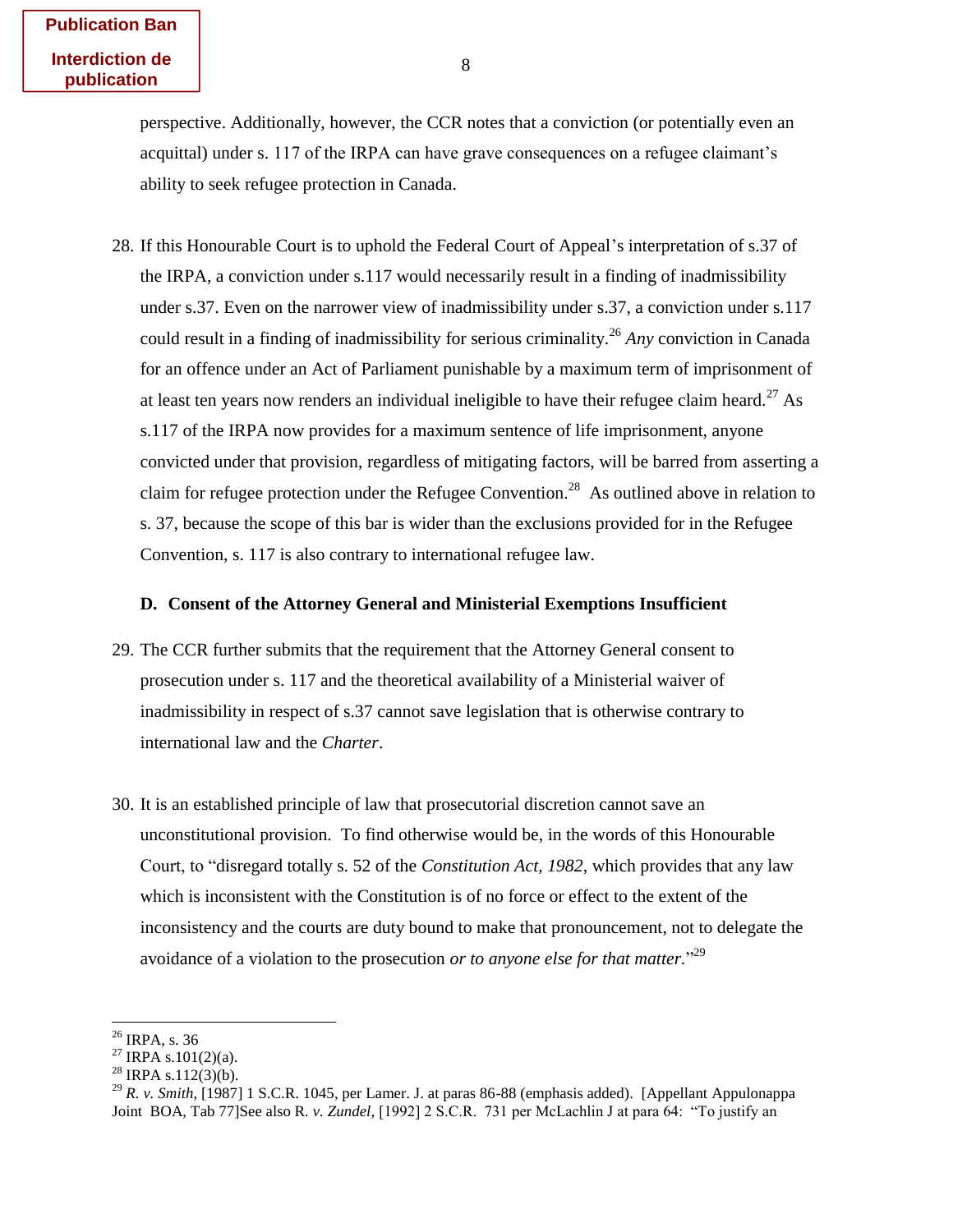perspective. Additionally, however, the CCR notes that a conviction (or potentially even an acquittal) under s. 117 of the IRPA can have grave consequences on a refugee claimant's ability to seek refugee protection in Canada.

28. If this Honourable Court is to uphold the Federal Court of Appeal's interpretation of s.37 of the IRPA, a conviction under s.117 would necessarily result in a finding of inadmissibility under s.37. Even on the narrower view of inadmissibility under s.37, a conviction under s.117 could result in a finding of inadmissibility for serious criminality.[26] *Any* conviction in Canada for an offence under an Act of Parliament punishable by a maximum term of imprisonment of at least ten years now renders an individual ineligible to have their refugee claim heard.[27] As s.117 of the IRPA now provides for a maximum sentence of life imprisonment, anyone convicted under that provision, regardless of mitigating factors, will be barred from asserting a claim for refugee protection under the Refugee Convention.[28] As outlined above in relation to s. 37, because the scope of this bar is wider than the exclusions provided for in the Refugee Convention, s. 117 is also contrary to international refugee law.

### D. Consent of the Attorney General and Ministerial Exemptions Insufficient

29. The CCR further submits that the requirement that the Attorney General consent to prosecution under s. 117 and the theoretical availability of a Ministerial waiver of inadmissibility in respect of s.37 cannot save legislation that is otherwise contrary to international law and the *Charter*.

30. It is an established principle of law that prosecutorial discretion cannot save an unconstitutional provision. To find otherwise would be, in the words of this Honourable Court, to "disregard totally s. 52 of the *Constitution Act, 1982*, which provides that any law which is inconsistent with the Constitution is of no force or effect to the extent of the inconsistency and the courts are duty bound to make that pronouncement, not to delegate the avoidance of a violation to the prosecution *or to anyone else for that matter*."[29]

---

[26] IRPA, s. 36

[27] IRPA s.101(2)(a).

[28] IRPA s.112(3)(b).

[29] *R. v. Smith*, [1987] 1 S.C.R. 1045, per Lamer. J. at paras 86-88 (emphasis added). [Appellant Appulonappa Joint BOA, Tab 77]See also R. *v. Zundel*, [1992] 2 S.C.R. 731 per McLachlin J at para 64: "To justify an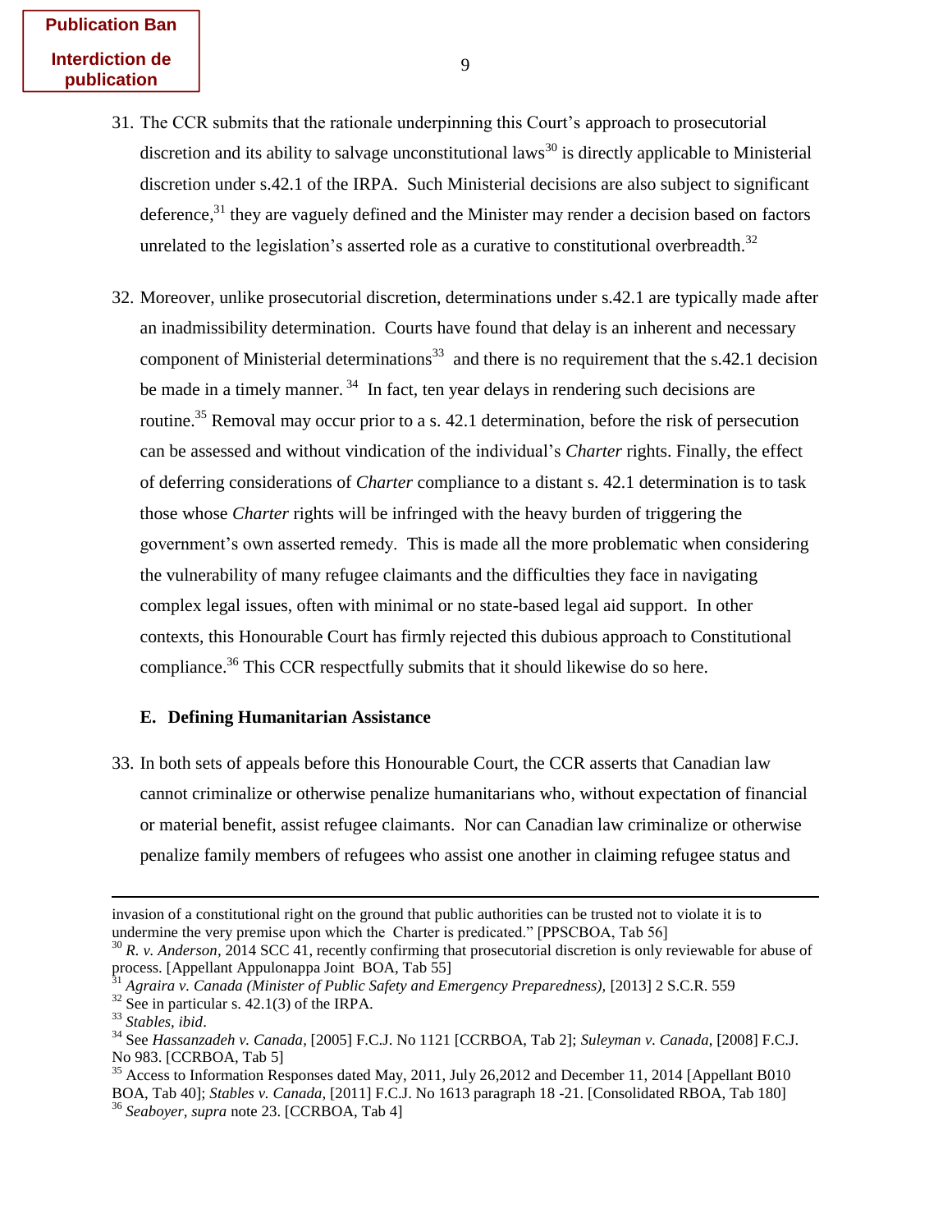**Publication Ban**

**Interdiction de publication**

31. The CCR submits that the rationale underpinning this Court's approach to prosecutorial discretion and its ability to salvage unconstitutional laws[30] is directly applicable to Ministerial discretion under s.42.1 of the IRPA. Such Ministerial decisions are also subject to significant deference,[31] they are vaguely defined and the Minister may render a decision based on factors unrelated to the legislation's asserted role as a curative to constitutional overbreadth.[32]

32. Moreover, unlike prosecutorial discretion, determinations under s.42.1 are typically made after an inadmissibility determination. Courts have found that delay is an inherent and necessary component of Ministerial determinations[33] and there is no requirement that the s.42.1 decision be made in a timely manner. [34] In fact, ten year delays in rendering such decisions are routine.[35] Removal may occur prior to a s. 42.1 determination, before the risk of persecution can be assessed and without vindication of the individual's *Charter* rights. Finally, the effect of deferring considerations of *Charter* compliance to a distant s. 42.1 determination is to task those whose *Charter* rights will be infringed with the heavy burden of triggering the government's own asserted remedy. This is made all the more problematic when considering the vulnerability of many refugee claimants and the difficulties they face in navigating complex legal issues, often with minimal or no state-based legal aid support. In other contexts, this Honourable Court has firmly rejected this dubious approach to Constitutional compliance.[36] This CCR respectfully submits that it should likewise do so here.

### E. Defining Humanitarian Assistance

33. In both sets of appeals before this Honourable Court, the CCR asserts that Canadian law cannot criminalize or otherwise penalize humanitarians who, without expectation of financial or material benefit, assist refugee claimants. Nor can Canadian law criminalize or otherwise penalize family members of refugees who assist one another in claiming refugee status and

---

invasion of a constitutional right on the ground that public authorities can be trusted not to violate it is to undermine the very premise upon which the Charter is predicated." [PPSCBOA, Tab 56]

[30] *R. v. Anderson*, 2014 SCC 41, recently confirming that prosecutorial discretion is only reviewable for abuse of process. [Appellant Appulonappa Joint BOA, Tab 55]

[31] *Agraira v. Canada (Minister of Public Safety and Emergency Preparedness),* [2013] 2 S.C.R. 559

[32] See in particular s. 42.1(3) of the IRPA.

[33] *Stables, ibid*.

[34] See *Hassanzadeh v. Canada*, [2005] F.C.J. No 1121 [CCRBOA, Tab 2]; *Suleyman v. Canada*, [2008] F.C.J. No 983. [CCRBOA, Tab 5]

[35] Access to Information Responses dated May, 2011, July 26,2012 and December 11, 2014 [Appellant B010 BOA, Tab 40]; *Stables v. Canada*, [2011] F.C.J. No 1613 paragraph 18 -21. [Consolidated RBOA, Tab 180]

[36] *Seaboyer, supra* note 23. [CCRBOA, Tab 4]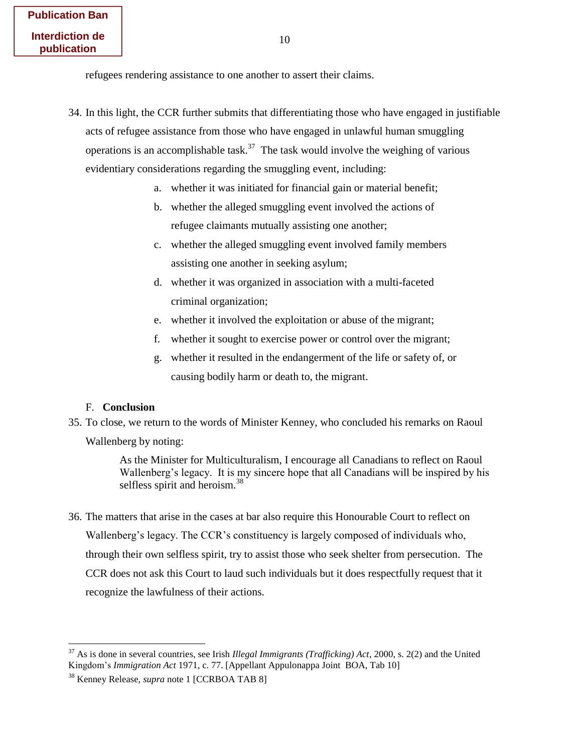**Publication Ban**

**Interdiction de publication**

refugees rendering assistance to one another to assert their claims.

34. In this light, the CCR further submits that differentiating those who have engaged in justifiable acts of refugee assistance from those who have engaged in unlawful human smuggling operations is an accomplishable task.[37] The task would involve the weighing of various evidentiary considerations regarding the smuggling event, including:

    a. whether it was initiated for financial gain or material benefit;
    b. whether the alleged smuggling event involved the actions of refugee claimants mutually assisting one another;
    c. whether the alleged smuggling event involved family members assisting one another in seeking asylum;
    d. whether it was organized in association with a multi-faceted criminal organization;
    e. whether it involved the exploitation or abuse of the migrant;
    f. whether it sought to exercise power or control over the migrant;
    g. whether it resulted in the endangerment of the life or safety of, or causing bodily harm or death to, the migrant.

### F. **Conclusion**

35. To close, we return to the words of Minister Kenney, who concluded his remarks on Raoul Wallenberg by noting:

> As the Minister for Multiculturalism, I encourage all Canadians to reflect on Raoul Wallenberg's legacy. It is my sincere hope that all Canadians will be inspired by his selfless spirit and heroism.[38]

36. The matters that arise in the cases at bar also require this Honourable Court to reflect on Wallenberg's legacy. The CCR's constituency is largely composed of individuals who, through their own selfless spirit, try to assist those who seek shelter from persecution. The CCR does not ask this Court to laud such individuals but it does respectfully request that it recognize the lawfulness of their actions.

---

[37] As is done in several countries, see Irish *Illegal Immigrants (Trafficking) Act*, 2000, s. 2(2) and the United Kingdom's *Immigration Act* 1971, c. 77. [Appellant Appulonappa Joint BOA, Tab 10]

[38] Kenney Release, *supra* note 1 [CCRBOA TAB 8]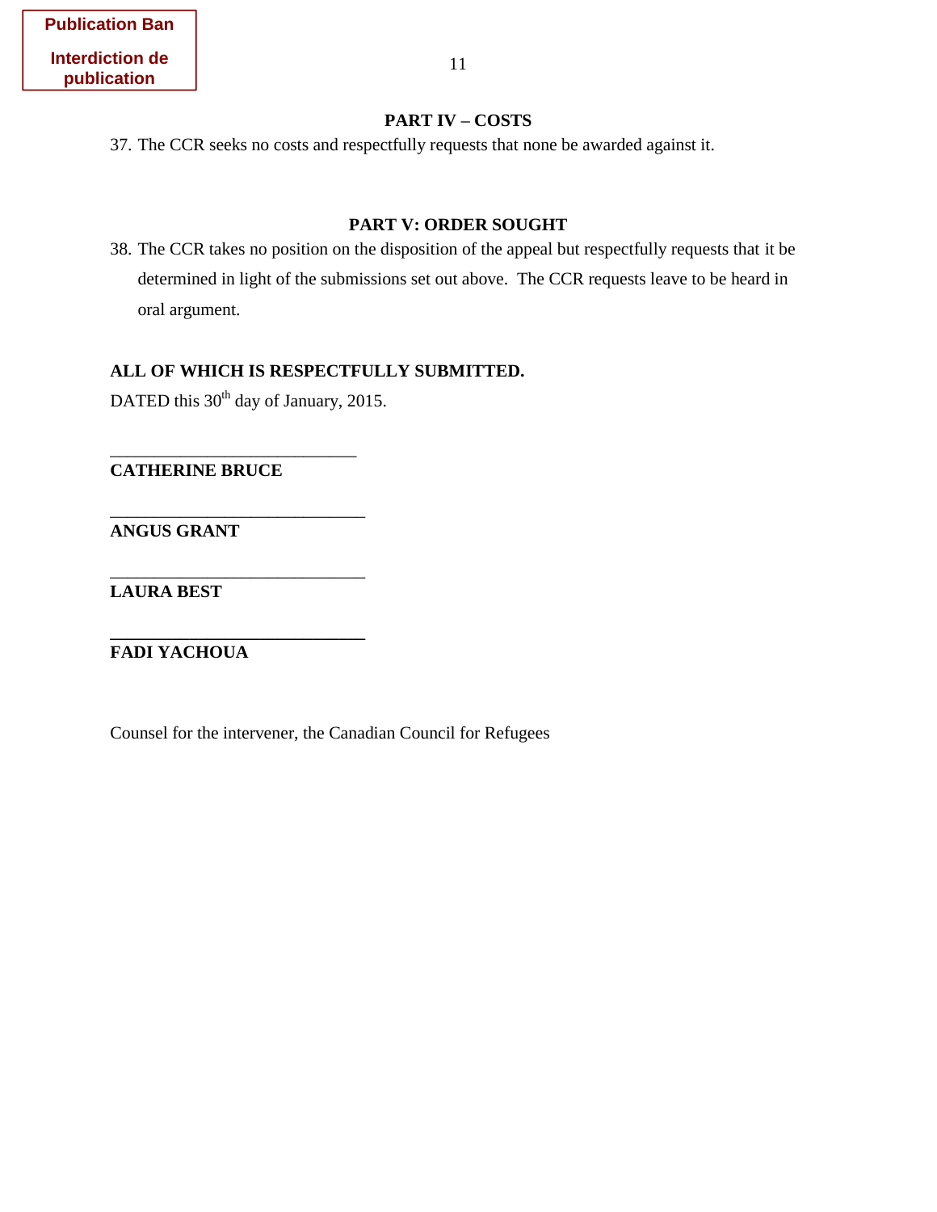**Publication Ban**

**Interdiction de publication**

## PART IV – COSTS

37. The CCR seeks no costs and respectfully requests that none be awarded against it.

## PART V: ORDER SOUGHT

38. The CCR takes no position on the disposition of the appeal but respectfully requests that it be determined in light of the submissions set out above. The CCR requests leave to be heard in oral argument.

**ALL OF WHICH IS RESPECTFULLY SUBMITTED.**

DATED this 30th day of January, 2015.

\_\_\_\_\_\_\_\_\_\_\_\_\_\_\_\_\_\_\_\_\_\_\_\_\_\_\_\_\_\_

**CATHERINE BRUCE**

\_\_\_\_\_\_\_\_\_\_\_\_\_\_\_\_\_\_\_\_\_\_\_\_\_\_\_\_\_\_

**ANGUS GRANT**

\_\_\_\_\_\_\_\_\_\_\_\_\_\_\_\_\_\_\_\_\_\_\_\_\_\_\_\_\_\_

**LAURA BEST**

\_\_\_\_\_\_\_\_\_\_\_\_\_\_\_\_\_\_\_\_\_\_\_\_\_\_\_\_\_\_

**FADI YACHOUA**

Counsel for the intervener, the Canadian Council for Refugees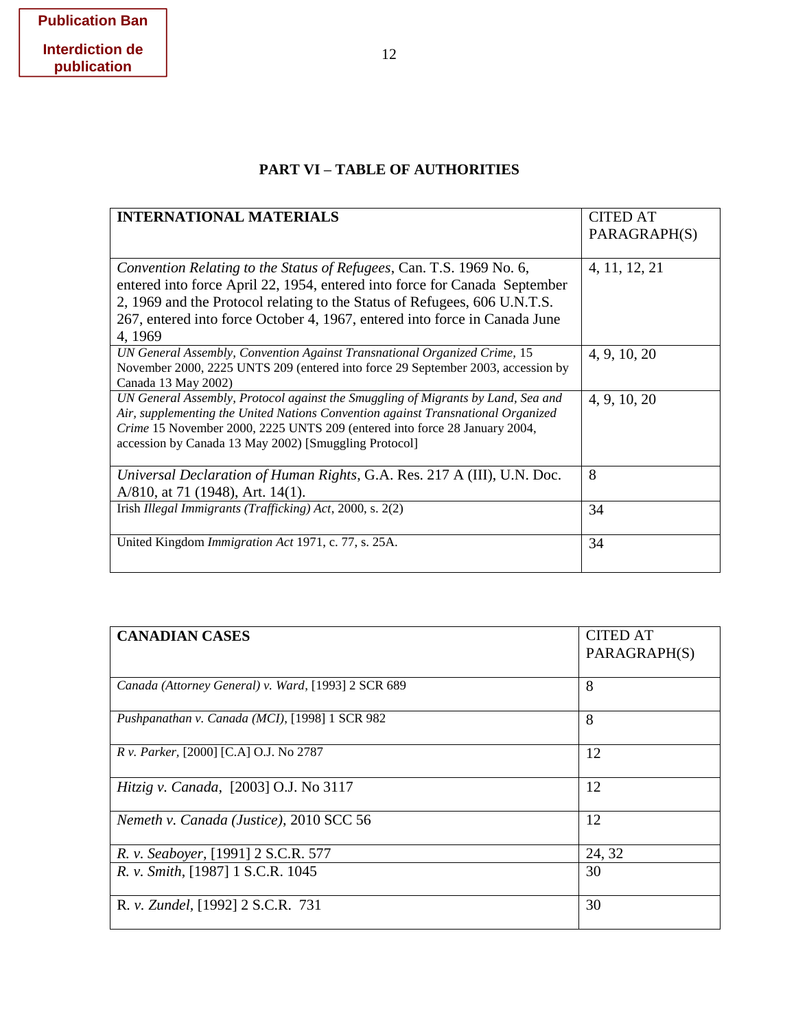Publication Ban

Interdiction de publication

## PART VI – TABLE OF AUTHORITIES

| INTERNATIONAL MATERIALS | CITED AT PARAGRAPH(S) |
|---|---|
| *Convention Relating to the Status of Refugees*, Can. T.S. 1969 No. 6, entered into force April 22, 1954, entered into force for Canada September 2, 1969 and the Protocol relating to the Status of Refugees, 606 U.N.T.S. 267, entered into force October 4, 1967, entered into force in Canada June 4, 1969 | 4, 11, 12, 21 |
| *UN General Assembly, Convention Against Transnational Organized Crime*, 15 November 2000, 2225 UNTS 209 (entered into force 29 September 2003, accession by Canada 13 May 2002) | 4, 9, 10, 20 |
| *UN General Assembly, Protocol against the Smuggling of Migrants by Land, Sea and Air, supplementing the United Nations Convention against Transnational Organized Crime* 15 November 2000, 2225 UNTS 209 (entered into force 28 January 2004, accession by Canada 13 May 2002) [Smuggling Protocol] | 4, 9, 10, 20 |
| *Universal Declaration of Human Rights*, G.A. Res. 217 A (III), U.N. Doc. A/810, at 71 (1948), Art. 14(1). | 8 |
| Irish *Illegal Immigrants (Trafficking) Act*, 2000, s. 2(2) | 34 |
| United Kingdom *Immigration Act* 1971, c. 77, s. 25A. | 34 |

| CANADIAN CASES | CITED AT PARAGRAPH(S) |
|---|---|
| *Canada (Attorney General) v. Ward*, [1993] 2 SCR 689 | 8 |
| *Pushpanathan v. Canada (MCI)*, [1998] 1 SCR 982 | 8 |
| *R v. Parker*, [2000] [C.A] O.J. No 2787 | 12 |
| *Hitzig v. Canada*, [2003] O.J. No 3117 | 12 |
| *Nemeth v. Canada (Justice)*, 2010 SCC 56 | 12 |
| *R. v. Seaboyer*, [1991] 2 S.C.R. 577 | 24, 32 |
| *R. v. Smith*, [1987] 1 S.C.R. 1045 | 30 |
| R. *v. Zundel*, [1992] 2 S.C.R. 731 | 30 |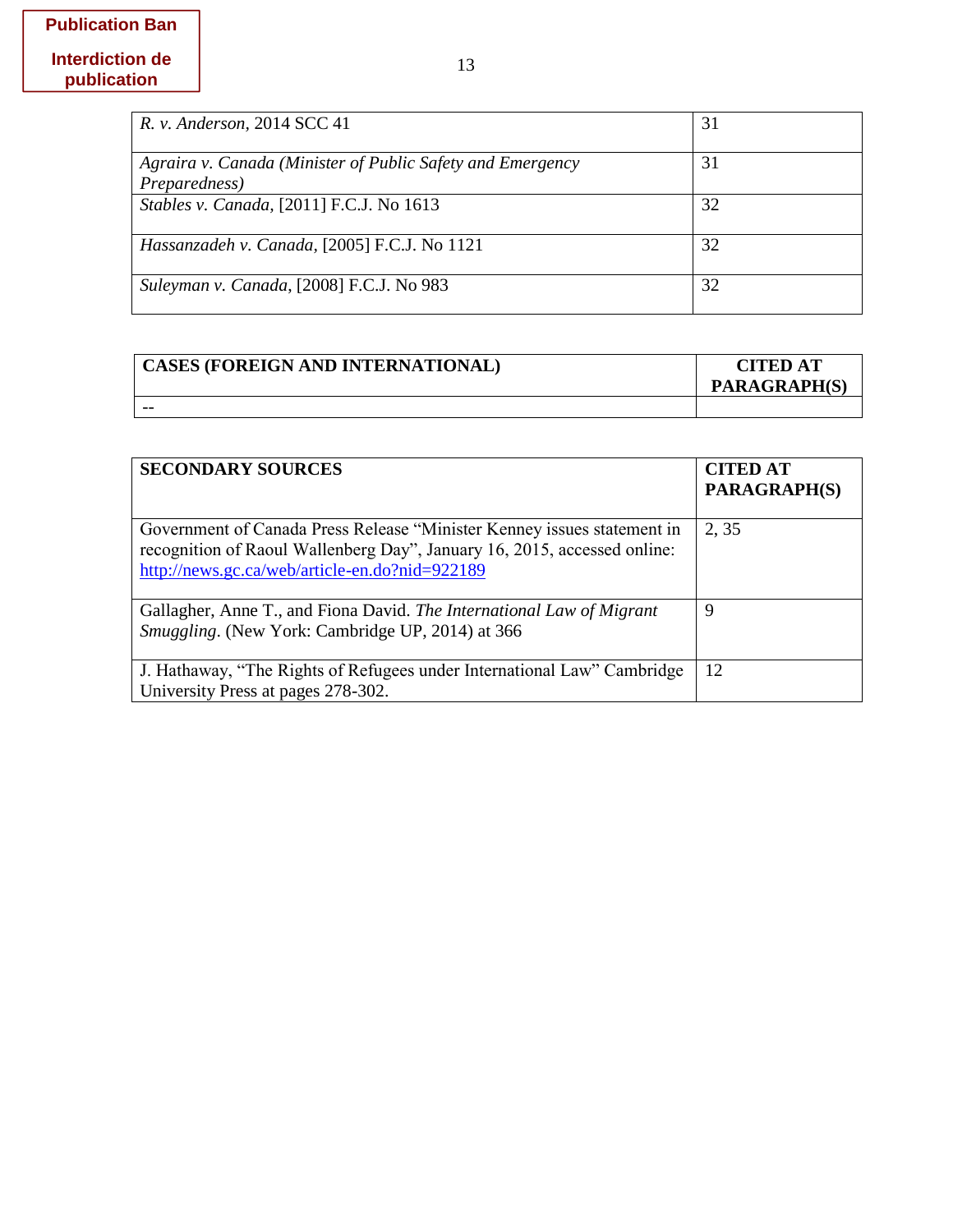**Publication Ban**

**Interdiction de publication**

| | |
|---|---|
| *R. v. Anderson*, 2014 SCC 41 | 31 |
| *Agraira v. Canada (Minister of Public Safety and Emergency Preparedness)* | 31 |
| *Stables v. Canada*, [2011] F.C.J. No 1613 | 32 |
| *Hassanzadeh v. Canada*, [2005] F.C.J. No 1121 | 32 |
| *Suleyman v. Canada*, [2008] F.C.J. No 983 | 32 |

| **CASES (FOREIGN AND INTERNATIONAL)** | **CITED AT PARAGRAPH(S)** |
|---|---|
| -- | |

| **SECONDARY SOURCES** | **CITED AT PARAGRAPH(S)** |
|---|---|
| Government of Canada Press Release "Minister Kenney issues statement in recognition of Raoul Wallenberg Day", January 16, 2015, accessed online: http://news.gc.ca/web/article-en.do?nid=922189 | 2, 35 |
| Gallagher, Anne T., and Fiona David. *The International Law of Migrant Smuggling*. (New York: Cambridge UP, 2014) at 366 | 9 |
| J. Hathaway, "The Rights of Refugees under International Law" Cambridge University Press at pages 278-302. | 12 |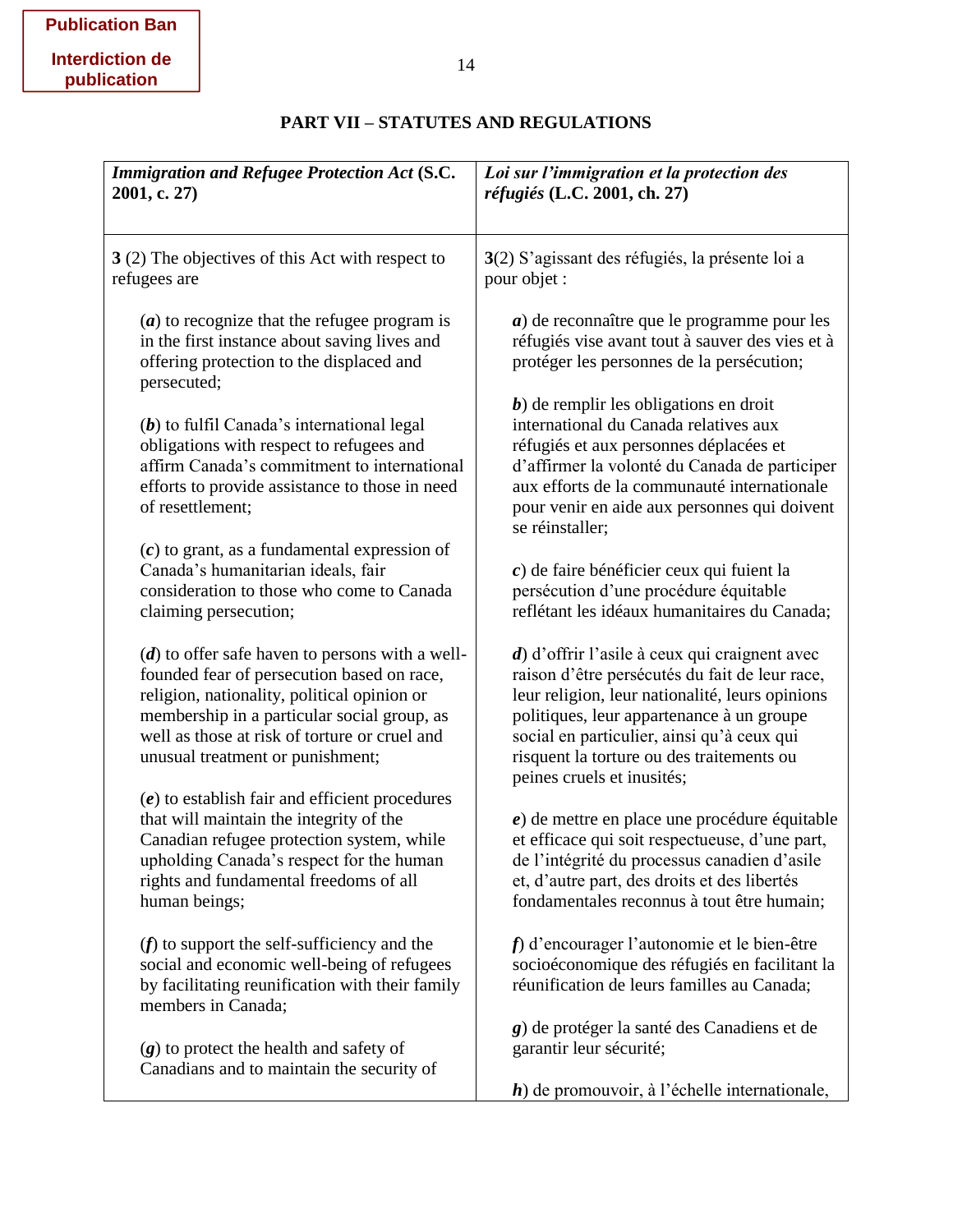Publication Ban

Interdiction de publication

## PART VII – STATUTES AND REGULATIONS

| *Immigration and Refugee Protection Act* (S.C. 2001, c. 27) | *Loi sur l'immigration et la protection des réfugiés* (L.C. 2001, ch. 27) |
|---|---|
| **3** (2) The objectives of this Act with respect to refugees are<br><br>(***a***) to recognize that the refugee program is in the first instance about saving lives and offering protection to the displaced and persecuted;<br><br>(***b***) to fulfil Canada's international legal obligations with respect to refugees and affirm Canada's commitment to international efforts to provide assistance to those in need of resettlement;<br><br>(***c***) to grant, as a fundamental expression of Canada's humanitarian ideals, fair consideration to those who come to Canada claiming persecution;<br><br>(***d***) to offer safe haven to persons with a well-founded fear of persecution based on race, religion, nationality, political opinion or membership in a particular social group, as well as those at risk of torture or cruel and unusual treatment or punishment;<br><br>(***e***) to establish fair and efficient procedures that will maintain the integrity of the Canadian refugee protection system, while upholding Canada's respect for the human rights and fundamental freedoms of all human beings;<br><br>(***f***) to support the self-sufficiency and the social and economic well-being of refugees by facilitating reunification with their family members in Canada;<br><br>(***g***) to protect the health and safety of Canadians and to maintain the security of | **3**(2) S'agissant des réfugiés, la présente loi a pour objet :<br><br>***a***) de reconnaître que le programme pour les réfugiés vise avant tout à sauver des vies et à protéger les personnes de la persécution;<br><br>***b***) de remplir les obligations en droit international du Canada relatives aux réfugiés et aux personnes déplacées et d'affirmer la volonté du Canada de participer aux efforts de la communauté internationale pour venir en aide aux personnes qui doivent se réinstaller;<br><br>***c***) de faire bénéficier ceux qui fuient la persécution d'une procédure équitable reflétant les idéaux humanitaires du Canada;<br><br>***d***) d'offrir l'asile à ceux qui craignent avec raison d'être persécutés du fait de leur race, leur religion, leur nationalité, leurs opinions politiques, leur appartenance à un groupe social en particulier, ainsi qu'à ceux qui risquent la torture ou des traitements ou peines cruels et inusités;<br><br>***e***) de mettre en place une procédure équitable et efficace qui soit respectueuse, d'une part, de l'intégrité du processus canadien d'asile et, d'autre part, des droits et des libertés fondamentales reconnus à tout être humain;<br><br>***f***) d'encourager l'autonomie et le bien-être socioéconomique des réfugiés en facilitant la réunification de leurs familles au Canada;<br><br>***g***) de protéger la santé des Canadiens et de garantir leur sécurité;<br><br>***h***) de promouvoir, à l'échelle internationale, |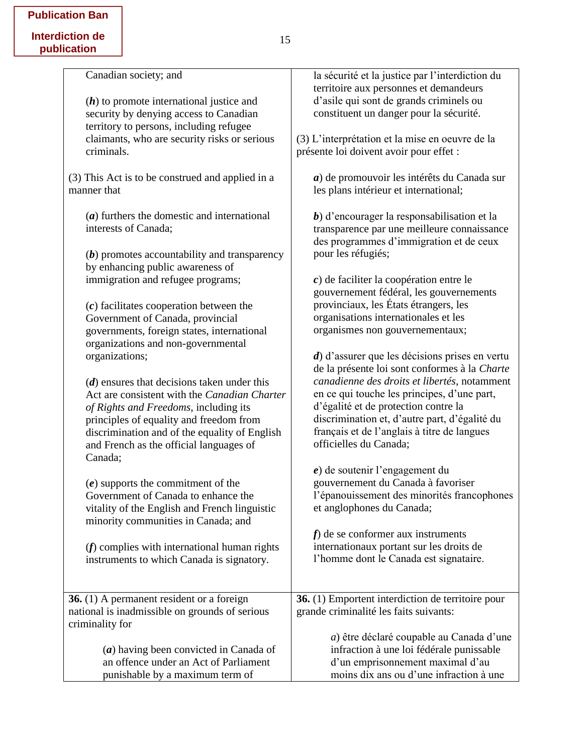Publication Ban

Interdiction de publication

| | |
|---|---|
| Canadian society; and<br><br>(***h***) to promote international justice and security by denying access to Canadian territory to persons, including refugee claimants, who are security risks or serious criminals.<br><br>(3) This Act is to be construed and applied in a manner that<br><br>(***a***) furthers the domestic and international interests of Canada;<br><br>(***b***) promotes accountability and transparency by enhancing public awareness of immigration and refugee programs;<br><br>(***c***) facilitates cooperation between the Government of Canada, provincial governments, foreign states, international organizations and non-governmental organizations;<br><br>(***d***) ensures that decisions taken under this Act are consistent with the *Canadian Charter of Rights and Freedoms*, including its principles of equality and freedom from discrimination and of the equality of English and French as the official languages of Canada;<br><br>(***e***) supports the commitment of the Government of Canada to enhance the vitality of the English and French linguistic minority communities in Canada; and<br><br>(***f***) complies with international human rights instruments to which Canada is signatory. | la sécurité et la justice par l'interdiction du territoire aux personnes et demandeurs d'asile qui sont de grands criminels ou constituent un danger pour la sécurité.<br><br>(3) L'interprétation et la mise en oeuvre de la présente loi doivent avoir pour effet :<br><br>***a***) de promouvoir les intérêts du Canada sur les plans intérieur et international;<br><br>***b***) d'encourager la responsabilisation et la transparence par une meilleure connaissance des programmes d'immigration et de ceux pour les réfugiés;<br><br>***c***) de faciliter la coopération entre le gouvernement fédéral, les gouvernements provinciaux, les États étrangers, les organisations internationales et les organismes non gouvernementaux;<br><br>***d***) d'assurer que les décisions prises en vertu de la présente loi sont conformes à la *Charte canadienne des droits et libertés*, notamment en ce qui touche les principes, d'une part, d'égalité et de protection contre la discrimination et, d'autre part, d'égalité du français et de l'anglais à titre de langues officielles du Canada;<br><br>***e***) de soutenir l'engagement du gouvernement du Canada à favoriser l'épanouissement des minorités francophones et anglophones du Canada;<br><br>***f***) de se conformer aux instruments internationaux portant sur les droits de l'homme dont le Canada est signataire. |
| **36.** (1) A permanent resident or a foreign national is inadmissible on grounds of serious criminality for<br><br>(***a***) having been convicted in Canada of an offence under an Act of Parliament punishable by a maximum term of | **36.** (1) Emportent interdiction de territoire pour grande criminalité les faits suivants:<br><br>*a*) être déclaré coupable au Canada d'une infraction à une loi fédérale punissable d'un emprisonnement maximal d'au moins dix ans ou d'une infraction à une |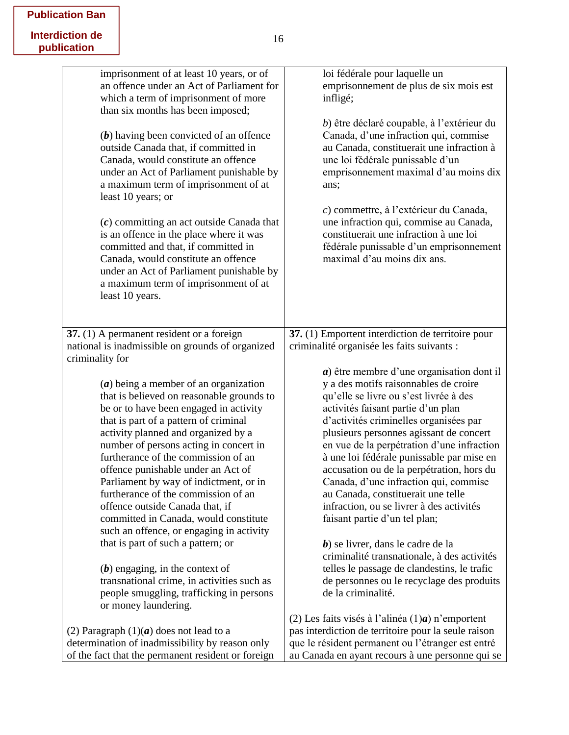Publication Ban

Interdiction de publication

| | |
|---|---|
| imprisonment of at least 10 years, or of an offence under an Act of Parliament for which a term of imprisonment of more than six months has been imposed;<br><br>(***b***) having been convicted of an offence outside Canada that, if committed in Canada, would constitute an offence under an Act of Parliament punishable by a maximum term of imprisonment of at least 10 years; or<br><br>(***c***) committing an act outside Canada that is an offence in the place where it was committed and that, if committed in Canada, would constitute an offence under an Act of Parliament punishable by a maximum term of imprisonment of at least 10 years. | loi fédérale pour laquelle un emprisonnement de plus de six mois est infligé;<br><br>*b*) être déclaré coupable, à l'extérieur du Canada, d'une infraction qui, commise au Canada, constituerait une infraction à une loi fédérale punissable d'un emprisonnement maximal d'au moins dix ans;<br><br>*c*) commettre, à l'extérieur du Canada, une infraction qui, commise au Canada, constituerait une infraction à une loi fédérale punissable d'un emprisonnement maximal d'au moins dix ans. |
| **37.** (1) A permanent resident or a foreign national is inadmissible on grounds of organized criminality for<br><br>(***a***) being a member of an organization that is believed on reasonable grounds to be or to have been engaged in activity that is part of a pattern of criminal activity planned and organized by a number of persons acting in concert in furtherance of the commission of an offence punishable under an Act of Parliament by way of indictment, or in furtherance of the commission of an offence outside Canada that, if committed in Canada, would constitute such an offence, or engaging in activity that is part of such a pattern; or<br><br>(***b***) engaging, in the context of transnational crime, in activities such as people smuggling, trafficking in persons or money laundering.<br><br>(2) Paragraph (1)(***a***) does not lead to a determination of inadmissibility by reason only of the fact that the permanent resident or foreign | **37.** (1) Emportent interdiction de territoire pour criminalité organisée les faits suivants :<br><br>***a***) être membre d'une organisation dont il y a des motifs raisonnables de croire qu'elle se livre ou s'est livrée à des activités faisant partie d'un plan d'activités criminelles organisées par plusieurs personnes agissant de concert en vue de la perpétration d'une infraction à une loi fédérale punissable par mise en accusation ou de la perpétration, hors du Canada, d'une infraction qui, commise au Canada, constituerait une telle infraction, ou se livrer à des activités faisant partie d'un tel plan;<br><br>***b***) se livrer, dans le cadre de la criminalité transnationale, à des activités telles le passage de clandestins, le trafic de personnes ou le recyclage des produits de la criminalité.<br><br>(2) Les faits visés à l'alinéa (1)***a***) n'emportent pas interdiction de territoire pour la seule raison que le résident permanent ou l'étranger est entré au Canada en ayant recours à une personne qui se |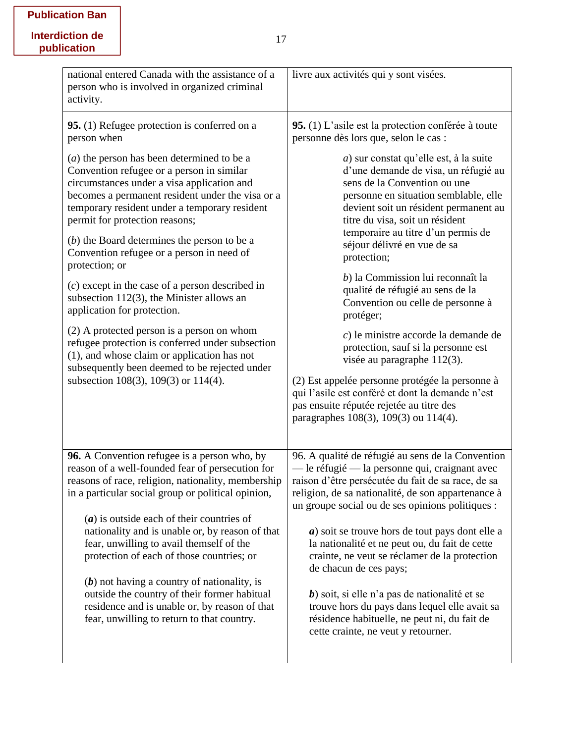Publication Ban

Interdiction de publication

| | |
|---|---|
| national entered Canada with the assistance of a person who is involved in organized criminal activity. | livre aux activités qui y sont visées. |
| **95.** (1) Refugee protection is conferred on a person when<br><br>(*a*) the person has been determined to be a Convention refugee or a person in similar circumstances under a visa application and becomes a permanent resident under the visa or a temporary resident under a temporary resident permit for protection reasons;<br><br>(*b*) the Board determines the person to be a Convention refugee or a person in need of protection; or<br><br>(*c*) except in the case of a person described in subsection 112(3), the Minister allows an application for protection.<br><br>(2) A protected person is a person on whom refugee protection is conferred under subsection (1), and whose claim or application has not subsequently been deemed to be rejected under subsection 108(3), 109(3) or 114(4). | **95.** (1) L'asile est la protection conférée à toute personne dès lors que, selon le cas :<br><br>*a*) sur constat qu'elle est, à la suite d'une demande de visa, un réfugié au sens de la Convention ou une personne en situation semblable, elle devient soit un résident permanent au titre du visa, soit un résident temporaire au titre d'un permis de séjour délivré en vue de sa protection;<br><br>*b*) la Commission lui reconnaît la qualité de réfugié au sens de la Convention ou celle de personne à protéger;<br><br>*c*) le ministre accorde la demande de protection, sauf si la personne est visée au paragraphe 112(3).<br><br>(2) Est appelée personne protégée la personne à qui l'asile est conféré et dont la demande n'est pas ensuite réputée rejetée au titre des paragraphes 108(3), 109(3) ou 114(4). |
| **96.** A Convention refugee is a person who, by reason of a well-founded fear of persecution for reasons of race, religion, nationality, membership in a particular social group or political opinion,<br><br>(***a***) is outside each of their countries of nationality and is unable or, by reason of that fear, unwilling to avail themself of the protection of each of those countries; or<br><br>(***b***) not having a country of nationality, is outside the country of their former habitual residence and is unable or, by reason of that fear, unwilling to return to that country. | 96. A qualité de réfugié au sens de la Convention — le réfugié — la personne qui, craignant avec raison d'être persécutée du fait de sa race, de sa religion, de sa nationalité, de son appartenance à un groupe social ou de ses opinions politiques :<br><br>***a***) soit se trouve hors de tout pays dont elle a la nationalité et ne peut ou, du fait de cette crainte, ne veut se réclamer de la protection de chacun de ces pays;<br><br>***b***) soit, si elle n'a pas de nationalité et se trouve hors du pays dans lequel elle avait sa résidence habituelle, ne peut ni, du fait de cette crainte, ne veut y retourner. |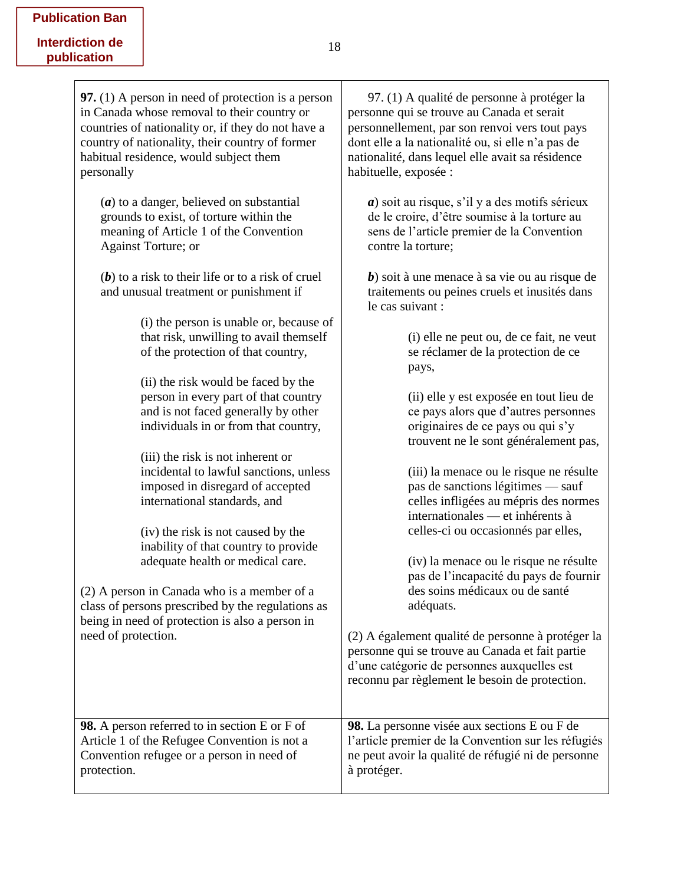**Publication Ban**

**Interdiction de publication**

| | |
|---|---|
| **97.** (1) A person in need of protection is a person in Canada whose removal to their country or countries of nationality or, if they do not have a country of nationality, their country of former habitual residence, would subject them personally<br><br>(***a***) to a danger, believed on substantial grounds to exist, of torture within the meaning of Article 1 of the Convention Against Torture; or<br><br>(***b***) to a risk to their life or to a risk of cruel and unusual treatment or punishment if<br><br>(i) the person is unable or, because of that risk, unwilling to avail themself of the protection of that country,<br><br>(ii) the risk would be faced by the person in every part of that country and is not faced generally by other individuals in or from that country,<br><br>(iii) the risk is not inherent or incidental to lawful sanctions, unless imposed in disregard of accepted international standards, and<br><br>(iv) the risk is not caused by the inability of that country to provide adequate health or medical care.<br><br>(2) A person in Canada who is a member of a class of persons prescribed by the regulations as being in need of protection is also a person in need of protection. | 97. (1) A qualité de personne à protéger la personne qui se trouve au Canada et serait personnellement, par son renvoi vers tout pays dont elle a la nationalité ou, si elle n'a pas de nationalité, dans lequel elle avait sa résidence habituelle, exposée :<br><br>***a***) soit au risque, s'il y a des motifs sérieux de le croire, d'être soumise à la torture au sens de l'article premier de la Convention contre la torture;<br><br>***b***) soit à une menace à sa vie ou au risque de traitements ou peines cruels et inusités dans le cas suivant :<br><br>(i) elle ne peut ou, de ce fait, ne veut se réclamer de la protection de ce pays,<br><br>(ii) elle y est exposée en tout lieu de ce pays alors que d'autres personnes originaires de ce pays ou qui s'y trouvent ne le sont généralement pas,<br><br>(iii) la menace ou le risque ne résulte pas de sanctions légitimes — sauf celles infligées au mépris des normes internationales — et inhérents à celles-ci ou occasionnés par elles,<br><br>(iv) la menace ou le risque ne résulte pas de l'incapacité du pays de fournir des soins médicaux ou de santé adéquats.<br><br>(2) A également qualité de personne à protéger la personne qui se trouve au Canada et fait partie d'une catégorie de personnes auxquelles est reconnu par règlement le besoin de protection. |
| **98.** A person referred to in section E or F of Article 1 of the Refugee Convention is not a Convention refugee or a person in need of protection. | **98.** La personne visée aux sections E ou F de l'article premier de la Convention sur les réfugiés ne peut avoir la qualité de réfugié ni de personne à protéger. |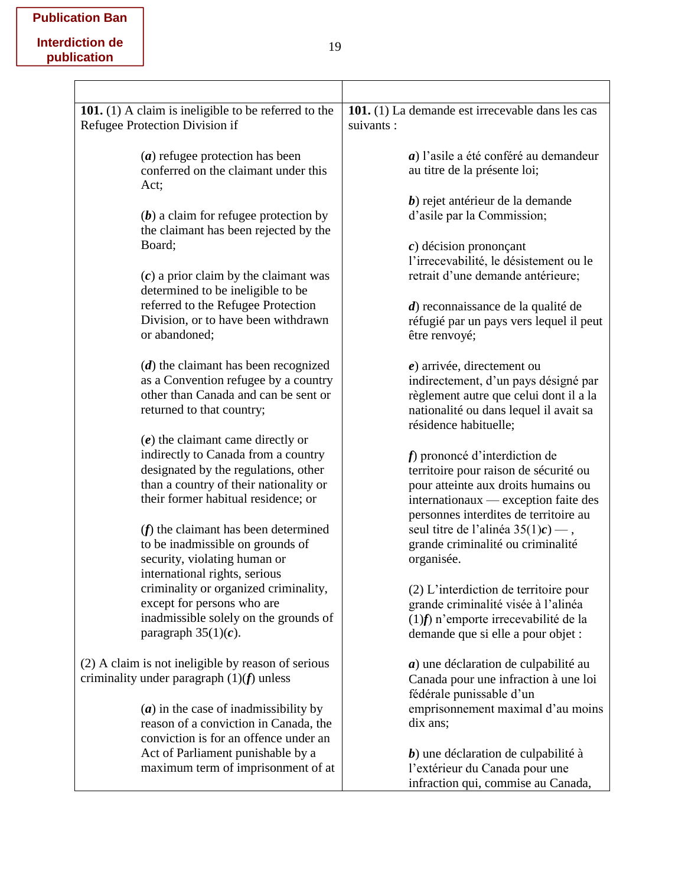Publication Ban

Interdiction de publication

| | |
|---|---|
| **101.** (1) A claim is ineligible to be referred to the Refugee Protection Division if<br><br>(***a***) refugee protection has been conferred on the claimant under this Act;<br><br>(***b***) a claim for refugee protection by the claimant has been rejected by the Board;<br><br>(***c***) a prior claim by the claimant was determined to be ineligible to be referred to the Refugee Protection Division, or to have been withdrawn or abandoned;<br><br>(***d***) the claimant has been recognized as a Convention refugee by a country other than Canada and can be sent or returned to that country;<br><br>(***e***) the claimant came directly or indirectly to Canada from a country designated by the regulations, other than a country of their nationality or their former habitual residence; or<br><br>(***f***) the claimant has been determined to be inadmissible on grounds of security, violating human or international rights, serious criminality or organized criminality, except for persons who are inadmissible solely on the grounds of paragraph 35(1)(***c***).<br><br>(2) A claim is not ineligible by reason of serious criminality under paragraph (1)(***f***) unless<br><br>(***a***) in the case of inadmissibility by reason of a conviction in Canada, the conviction is for an offence under an Act of Parliament punishable by a maximum term of imprisonment of at | **101.** (1) La demande est irrecevable dans les cas suivants :<br><br>***a***) l'asile a été conféré au demandeur au titre de la présente loi;<br><br>***b***) rejet antérieur de la demande d'asile par la Commission;<br><br>***c***) décision prononçant l'irrecevabilité, le désistement ou le retrait d'une demande antérieure;<br><br>***d***) reconnaissance de la qualité de réfugié par un pays vers lequel il peut être renvoyé;<br><br>***e***) arrivée, directement ou indirectement, d'un pays désigné par règlement autre que celui dont il a la nationalité ou dans lequel il avait sa résidence habituelle;<br><br>***f***) prononcé d'interdiction de territoire pour raison de sécurité ou pour atteinte aux droits humains ou internationaux — exception faite des personnes interdites de territoire au seul titre de l'alinéa 35(1)***c***) — , grande criminalité ou criminalité organisée.<br><br>(2) L'interdiction de territoire pour grande criminalité visée à l'alinéa (1)***f***) n'emporte irrecevabilité de la demande que si elle a pour objet :<br><br>***a***) une déclaration de culpabilité au Canada pour une infraction à une loi fédérale punissable d'un emprisonnement maximal d'au moins dix ans;<br><br>***b***) une déclaration de culpabilité à l'extérieur du Canada pour une infraction qui, commise au Canada, |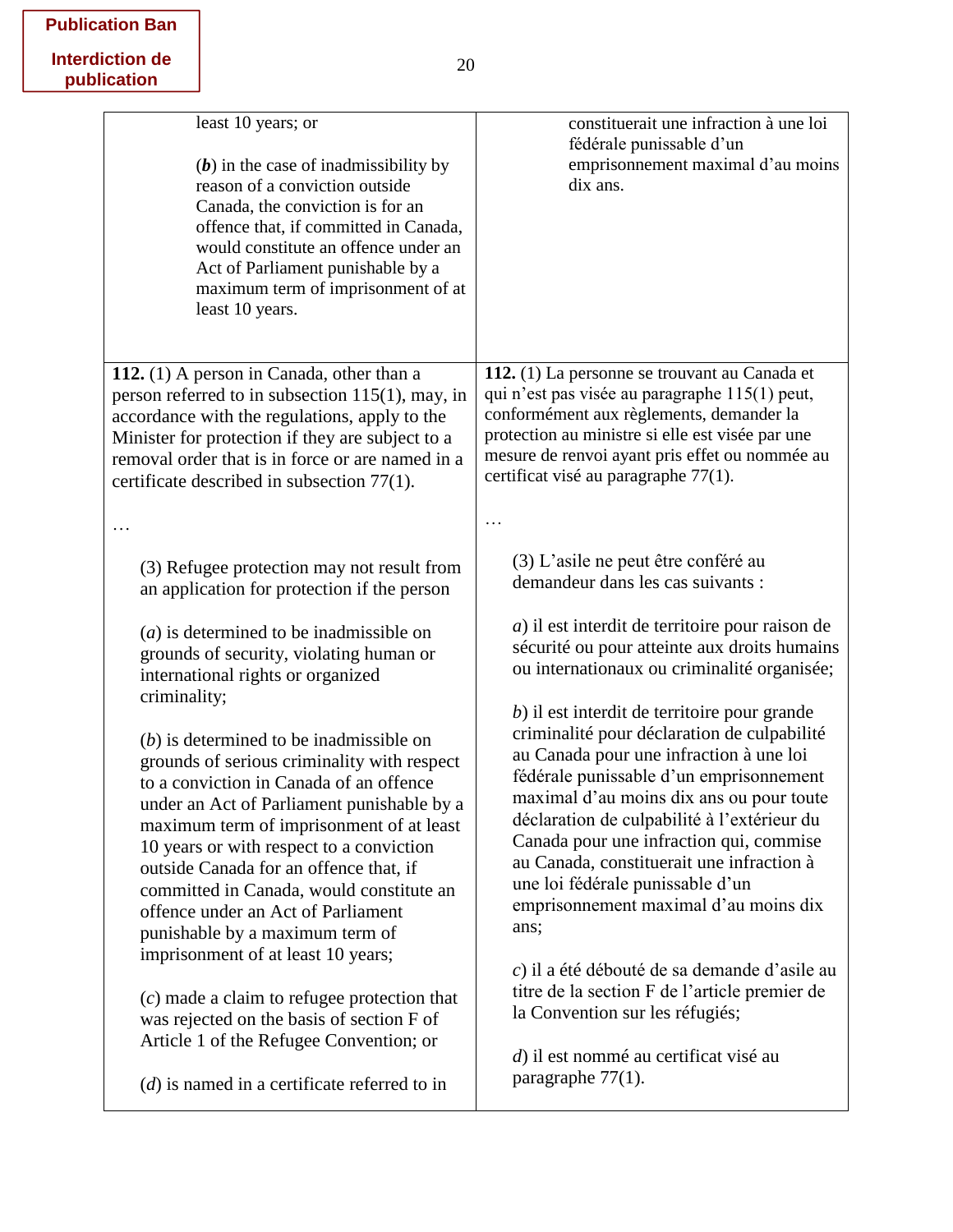**Publication Ban**

**Interdiction de publication**

| | |
|---|---|
| least 10 years; or<br><br>(***b***) in the case of inadmissibility by reason of a conviction outside Canada, the conviction is for an offence that, if committed in Canada, would constitute an offence under an Act of Parliament punishable by a maximum term of imprisonment of at least 10 years. | constituerait une infraction à une loi fédérale punissable d'un emprisonnement maximal d'au moins dix ans. |
| **112.** (1) A person in Canada, other than a person referred to in subsection 115(1), may, in accordance with the regulations, apply to the Minister for protection if they are subject to a removal order that is in force or are named in a certificate described in subsection 77(1).<br><br>…<br><br>(3) Refugee protection may not result from an application for protection if the person<br><br>(*a*) is determined to be inadmissible on grounds of security, violating human or international rights or organized criminality;<br><br>(*b*) is determined to be inadmissible on grounds of serious criminality with respect to a conviction in Canada of an offence under an Act of Parliament punishable by a maximum term of imprisonment of at least 10 years or with respect to a conviction outside Canada for an offence that, if committed in Canada, would constitute an offence under an Act of Parliament punishable by a maximum term of imprisonment of at least 10 years;<br><br>(*c*) made a claim to refugee protection that was rejected on the basis of section F of Article 1 of the Refugee Convention; or<br><br>(*d*) is named in a certificate referred to in | **112.** (1) La personne se trouvant au Canada et qui n'est pas visée au paragraphe 115(1) peut, conformément aux règlements, demander la protection au ministre si elle est visée par une mesure de renvoi ayant pris effet ou nommée au certificat visé au paragraphe 77(1).<br><br>…<br><br>(3) L'asile ne peut être conféré au demandeur dans les cas suivants :<br><br>*a*) il est interdit de territoire pour raison de sécurité ou pour atteinte aux droits humains ou internationaux ou criminalité organisée;<br><br>*b*) il est interdit de territoire pour grande criminalité pour déclaration de culpabilité au Canada pour une infraction à une loi fédérale punissable d'un emprisonnement maximal d'au moins dix ans ou pour toute déclaration de culpabilité à l'extérieur du Canada pour une infraction qui, commise au Canada, constituerait une infraction à une loi fédérale punissable d'un emprisonnement maximal d'au moins dix ans;<br><br>*c*) il a été débouté de sa demande d'asile au titre de la section F de l'article premier de la Convention sur les réfugiés;<br><br>*d*) il est nommé au certificat visé au paragraphe 77(1). |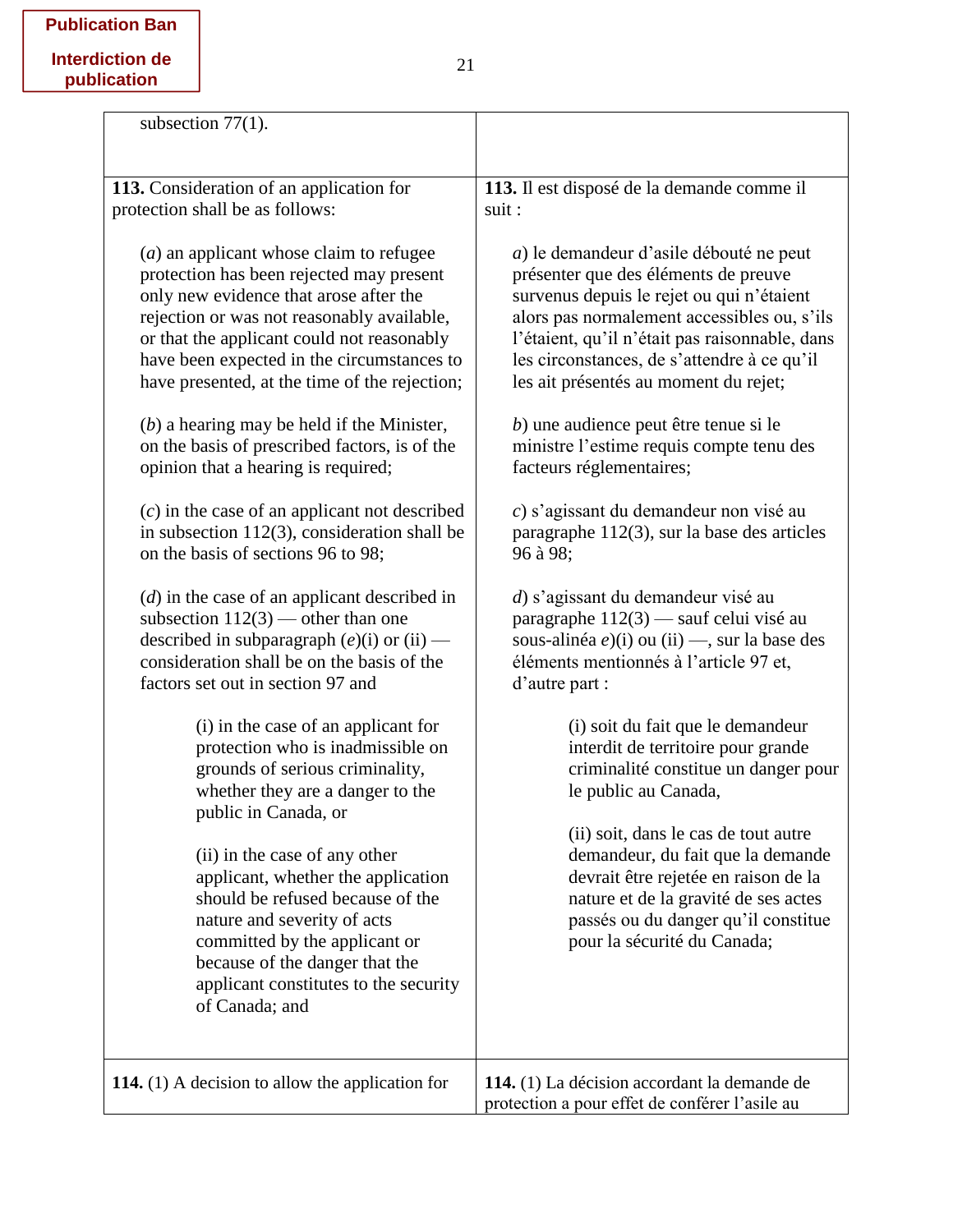| subsection 77(1). | |
|---|---|
| **113.** Consideration of an application for protection shall be as follows:<br><br>(*a*) an applicant whose claim to refugee protection has been rejected may present only new evidence that arose after the rejection or was not reasonably available, or that the applicant could not reasonably have been expected in the circumstances to have presented, at the time of the rejection;<br><br>(*b*) a hearing may be held if the Minister, on the basis of prescribed factors, is of the opinion that a hearing is required;<br><br>(*c*) in the case of an applicant not described in subsection 112(3), consideration shall be on the basis of sections 96 to 98;<br><br>(*d*) in the case of an applicant described in subsection 112(3) — other than one described in subparagraph (*e*)(i) or (ii) — consideration shall be on the basis of the factors set out in section 97 and<br><br>(i) in the case of an applicant for protection who is inadmissible on grounds of serious criminality, whether they are a danger to the public in Canada, or<br><br>(ii) in the case of any other applicant, whether the application should be refused because of the nature and severity of acts committed by the applicant or because of the danger that the applicant constitutes to the security of Canada; and | **113.** Il est disposé de la demande comme il suit :<br><br>*a*) le demandeur d'asile débouté ne peut présenter que des éléments de preuve survenus depuis le rejet ou qui n'étaient alors pas normalement accessibles ou, s'ils l'étaient, qu'il n'était pas raisonnable, dans les circonstances, de s'attendre à ce qu'il les ait présentés au moment du rejet;<br><br>*b*) une audience peut être tenue si le ministre l'estime requis compte tenu des facteurs réglementaires;<br><br>*c*) s'agissant du demandeur non visé au paragraphe 112(3), sur la base des articles 96 à 98;<br><br>*d*) s'agissant du demandeur visé au paragraphe 112(3) — sauf celui visé au sous-alinéa *e*)(i) ou (ii) —, sur la base des éléments mentionnés à l'article 97 et, d'autre part :<br><br>(i) soit du fait que le demandeur interdit de territoire pour grande criminalité constitue un danger pour le public au Canada,<br><br>(ii) soit, dans le cas de tout autre demandeur, du fait que la demande devrait être rejetée en raison de la nature et de la gravité de ses actes passés ou du danger qu'il constitue pour la sécurité du Canada; |
| **114.** (1) A decision to allow the application for | **114.** (1) La décision accordant la demande de protection a pour effet de conférer l'asile au |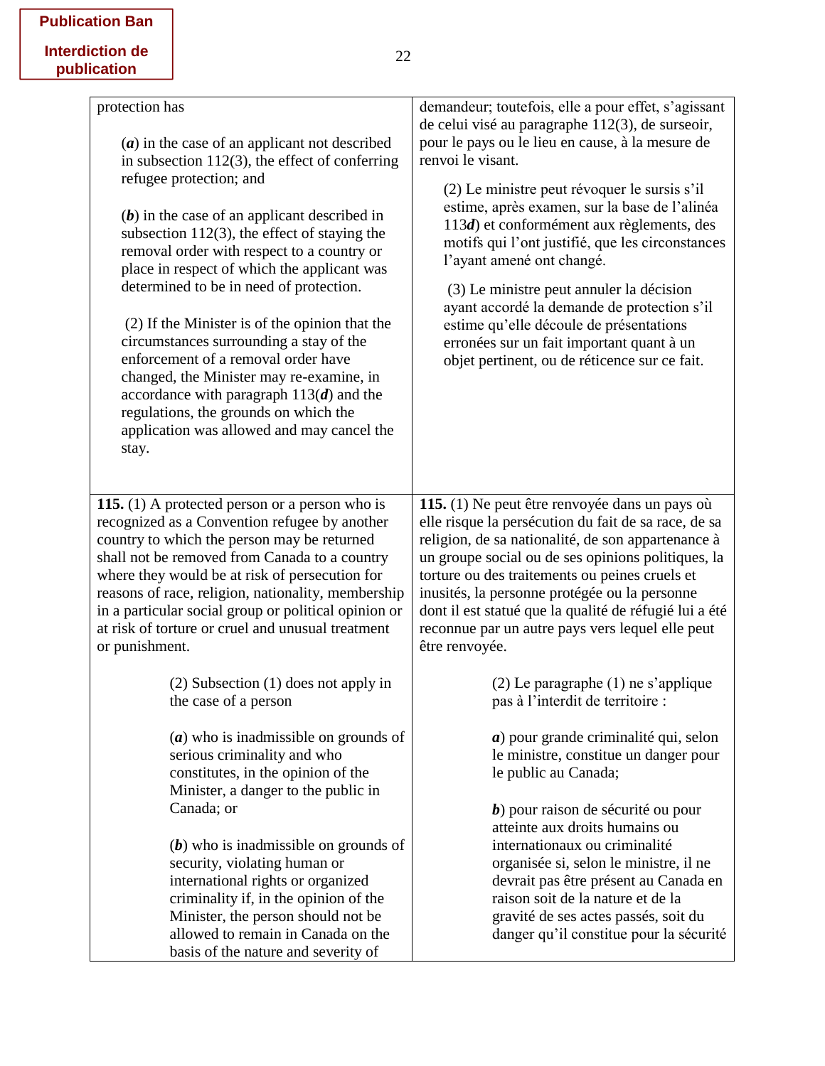**Publication Ban**

**Interdiction de publication**

| | |
|---|---|
| protection has<br><br>(***a***) in the case of an applicant not described in subsection 112(3), the effect of conferring refugee protection; and<br><br>(***b***) in the case of an applicant described in subsection 112(3), the effect of staying the removal order with respect to a country or place in respect of which the applicant was determined to be in need of protection.<br><br>(2) If the Minister is of the opinion that the circumstances surrounding a stay of the enforcement of a removal order have changed, the Minister may re-examine, in accordance with paragraph 113(***d***) and the regulations, the grounds on which the application was allowed and may cancel the stay. | demandeur; toutefois, elle a pour effet, s'agissant de celui visé au paragraphe 112(3), de surseoir, pour le pays ou le lieu en cause, à la mesure de renvoi le visant.<br><br>(2) Le ministre peut révoquer le sursis s'il estime, après examen, sur la base de l'alinéa 113***d***) et conformément aux règlements, des motifs qui l'ont justifié, que les circonstances l'ayant amené ont changé.<br><br>(3) Le ministre peut annuler la décision ayant accordé la demande de protection s'il estime qu'elle découle de présentations erronées sur un fait important quant à un objet pertinent, ou de réticence sur ce fait. |
| **115.** (1) A protected person or a person who is recognized as a Convention refugee by another country to which the person may be returned shall not be removed from Canada to a country where they would be at risk of persecution for reasons of race, religion, nationality, membership in a particular social group or political opinion or at risk of torture or cruel and unusual treatment or punishment.<br><br>(2) Subsection (1) does not apply in the case of a person<br><br>(***a***) who is inadmissible on grounds of serious criminality and who constitutes, in the opinion of the Minister, a danger to the public in Canada; or<br><br>(***b***) who is inadmissible on grounds of security, violating human or international rights or organized criminality if, in the opinion of the Minister, the person should not be allowed to remain in Canada on the basis of the nature and severity of | **115.** (1) Ne peut être renvoyée dans un pays où elle risque la persécution du fait de sa race, de sa religion, de sa nationalité, de son appartenance à un groupe social ou de ses opinions politiques, la torture ou des traitements ou peines cruels et inusités, la personne protégée ou la personne dont il est statué que la qualité de réfugié lui a été reconnue par un autre pays vers lequel elle peut être renvoyée.<br><br>(2) Le paragraphe (1) ne s'applique pas à l'interdit de territoire :<br><br>***a***) pour grande criminalité qui, selon le ministre, constitue un danger pour le public au Canada;<br><br>***b***) pour raison de sécurité ou pour atteinte aux droits humains ou internationaux ou criminalité organisée si, selon le ministre, il ne devrait pas être présent au Canada en raison soit de la nature et de la gravité de ses actes passés, soit du danger qu'il constitue pour la sécurité |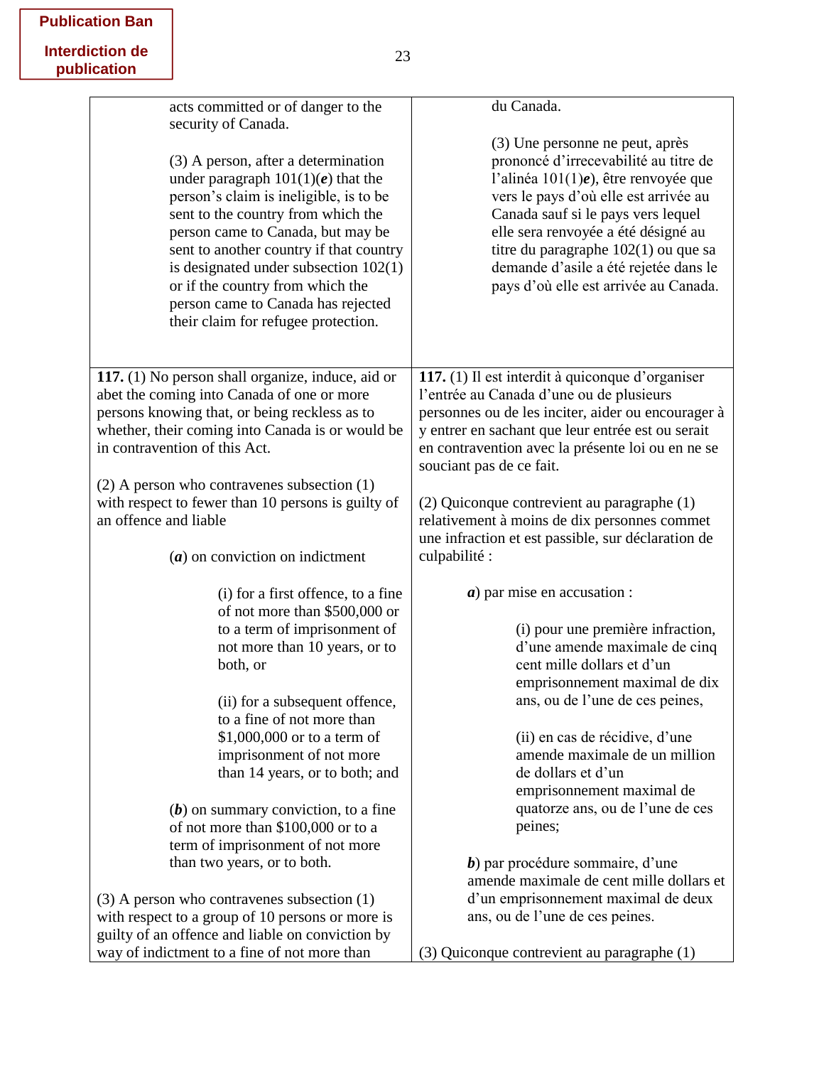**Publication Ban**

**Interdiction de publication**

| | |
|---|---|
| acts committed or of danger to the security of Canada.<br><br>(3) A person, after a determination under paragraph 101(1)(***e***) that the person's claim is ineligible, is to be sent to the country from which the person came to Canada, but may be sent to another country if that country is designated under subsection 102(1) or if the country from which the person came to Canada has rejected their claim for refugee protection. | du Canada.<br><br>(3) Une personne ne peut, après prononcé d'irrecevabilité au titre de l'alinéa 101(1)***e***), être renvoyée que vers le pays d'où elle est arrivée au Canada sauf si le pays vers lequel elle sera renvoyée a été désigné au titre du paragraphe 102(1) ou que sa demande d'asile a été rejetée dans le pays d'où elle est arrivée au Canada. |
| **117.** (1) No person shall organize, induce, aid or abet the coming into Canada of one or more persons knowing that, or being reckless as to whether, their coming into Canada is or would be in contravention of this Act.<br><br>(2) A person who contravenes subsection (1) with respect to fewer than 10 persons is guilty of an offence and liable<br><br>(***a***) on conviction on indictment<br><br>(i) for a first offence, to a fine of not more than $500,000 or to a term of imprisonment of not more than 10 years, or to both, or<br><br>(ii) for a subsequent offence, to a fine of not more than $1,000,000 or to a term of imprisonment of not more than 14 years, or to both; and<br><br>(***b***) on summary conviction, to a fine of not more than $100,000 or to a term of imprisonment of not more than two years, or to both.<br><br>(3) A person who contravenes subsection (1) with respect to a group of 10 persons or more is guilty of an offence and liable on conviction by way of indictment to a fine of not more than | **117.** (1) Il est interdit à quiconque d'organiser l'entrée au Canada d'une ou de plusieurs personnes ou de les inciter, aider ou encourager à y entrer en sachant que leur entrée est ou serait en contravention avec la présente loi ou en ne se souciant pas de ce fait.<br><br>(2) Quiconque contrevient au paragraphe (1) relativement à moins de dix personnes commet une infraction et est passible, sur déclaration de culpabilité :<br><br>***a***) par mise en accusation :<br><br>(i) pour une première infraction, d'une amende maximale de cinq cent mille dollars et d'un emprisonnement maximal de dix ans, ou de l'une de ces peines,<br><br>(ii) en cas de récidive, d'une amende maximale de un million de dollars et d'un emprisonnement maximal de quatorze ans, ou de l'une de ces peines;<br><br>***b***) par procédure sommaire, d'une amende maximale de cent mille dollars et d'un emprisonnement maximal de deux ans, ou de l'une de ces peines.<br><br>(3) Quiconque contrevient au paragraphe (1) |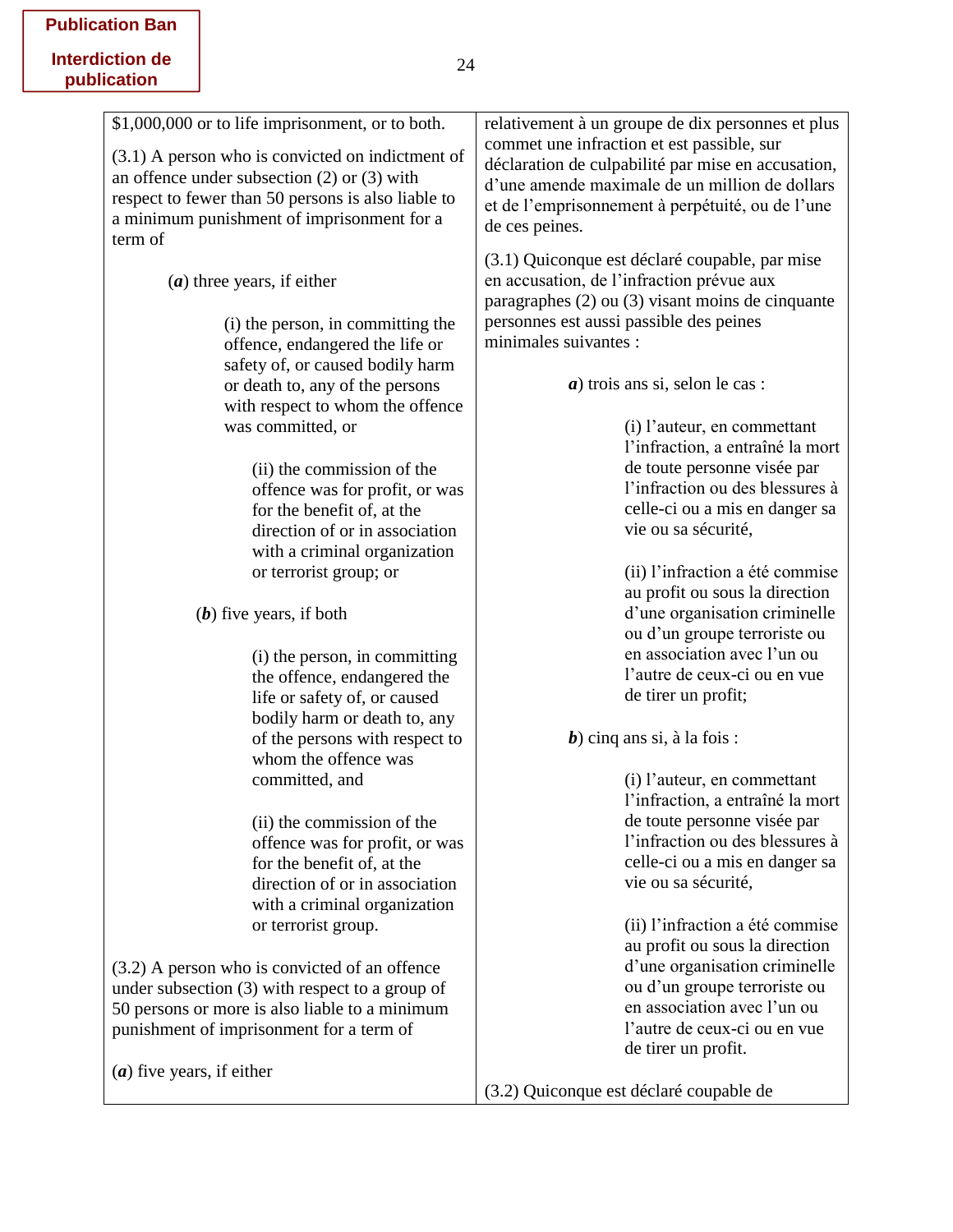**Publication Ban**

**Interdiction de publication**

| | |
|---|---|
| $1,000,000 or to life imprisonment, or to both.<br><br>(3.1) A person who is convicted on indictment of an offence under subsection (2) or (3) with respect to fewer than 50 persons is also liable to a minimum punishment of imprisonment for a term of<br><br>(***a***) three years, if either<br><br>(i) the person, in committing the offence, endangered the life or safety of, or caused bodily harm or death to, any of the persons with respect to whom the offence was committed, or<br><br>(ii) the commission of the offence was for profit, or was for the benefit of, at the direction of or in association with a criminal organization or terrorist group; or<br><br>(***b***) five years, if both<br><br>(i) the person, in committing the offence, endangered the life or safety of, or caused bodily harm or death to, any of the persons with respect to whom the offence was committed, and<br><br>(ii) the commission of the offence was for profit, or was for the benefit of, at the direction of or in association with a criminal organization or terrorist group.<br><br>(3.2) A person who is convicted of an offence under subsection (3) with respect to a group of 50 persons or more is also liable to a minimum punishment of imprisonment for a term of<br><br>(***a***) five years, if either | relativement à un groupe de dix personnes et plus commet une infraction et est passible, sur déclaration de culpabilité par mise en accusation, d'une amende maximale de un million de dollars et de l'emprisonnement à perpétuité, ou de l'une de ces peines.<br><br>(3.1) Quiconque est déclaré coupable, par mise en accusation, de l'infraction prévue aux paragraphes (2) ou (3) visant moins de cinquante personnes est aussi passible des peines minimales suivantes :<br><br>***a***) trois ans si, selon le cas :<br><br>(i) l'auteur, en commettant l'infraction, a entraîné la mort de toute personne visée par l'infraction ou des blessures à celle-ci ou a mis en danger sa vie ou sa sécurité,<br><br>(ii) l'infraction a été commise au profit ou sous la direction d'une organisation criminelle ou d'un groupe terroriste ou en association avec l'un ou l'autre de ceux-ci ou en vue de tirer un profit;<br><br>***b***) cinq ans si, à la fois :<br><br>(i) l'auteur, en commettant l'infraction, a entraîné la mort de toute personne visée par l'infraction ou des blessures à celle-ci ou a mis en danger sa vie ou sa sécurité,<br><br>(ii) l'infraction a été commise au profit ou sous la direction d'une organisation criminelle ou d'un groupe terroriste ou en association avec l'un ou l'autre de ceux-ci ou en vue de tirer un profit.<br><br>(3.2) Quiconque est déclaré coupable de |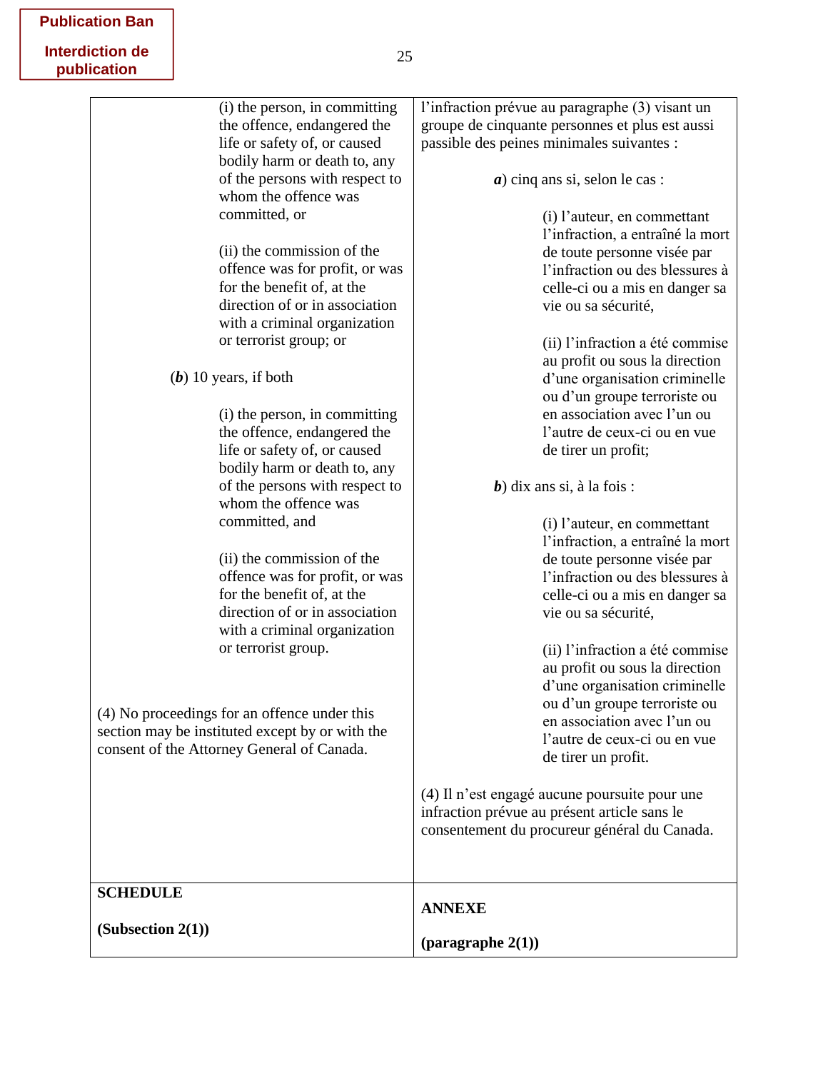**Publication Ban**

**Interdiction de publication**

| | |
|---|---|
| (i) the person, in committing the offence, endangered the life or safety of, or caused bodily harm or death to, any of the persons with respect to whom the offence was committed, or<br><br>(ii) the commission of the offence was for profit, or was for the benefit of, at the direction of or in association with a criminal organization or terrorist group; or<br><br>(***b***) 10 years, if both<br><br>(i) the person, in committing the offence, endangered the life or safety of, or caused bodily harm or death to, any of the persons with respect to whom the offence was committed, and<br><br>(ii) the commission of the offence was for profit, or was for the benefit of, at the direction of or in association with a criminal organization or terrorist group.<br><br>(4) No proceedings for an offence under this section may be instituted except by or with the consent of the Attorney General of Canada. | l'infraction prévue au paragraphe (3) visant un groupe de cinquante personnes et plus est aussi passible des peines minimales suivantes :<br><br>***a***) cinq ans si, selon le cas :<br><br>(i) l'auteur, en commettant l'infraction, a entraîné la mort de toute personne visée par l'infraction ou des blessures à celle-ci ou a mis en danger sa vie ou sa sécurité,<br><br>(ii) l'infraction a été commise au profit ou sous la direction d'une organisation criminelle ou d'un groupe terroriste ou en association avec l'un ou l'autre de ceux-ci ou en vue de tirer un profit;<br><br>***b***) dix ans si, à la fois :<br><br>(i) l'auteur, en commettant l'infraction, a entraîné la mort de toute personne visée par l'infraction ou des blessures à celle-ci ou a mis en danger sa vie ou sa sécurité,<br><br>(ii) l'infraction a été commise au profit ou sous la direction d'une organisation criminelle ou d'un groupe terroriste ou en association avec l'un ou l'autre de ceux-ci ou en vue de tirer un profit.<br><br>(4) Il n'est engagé aucune poursuite pour une infraction prévue au présent article sans le consentement du procureur général du Canada. |
| **SCHEDULE**<br><br>**(Subsection 2(1))** | **ANNEXE**<br><br>**(paragraphe 2(1))** |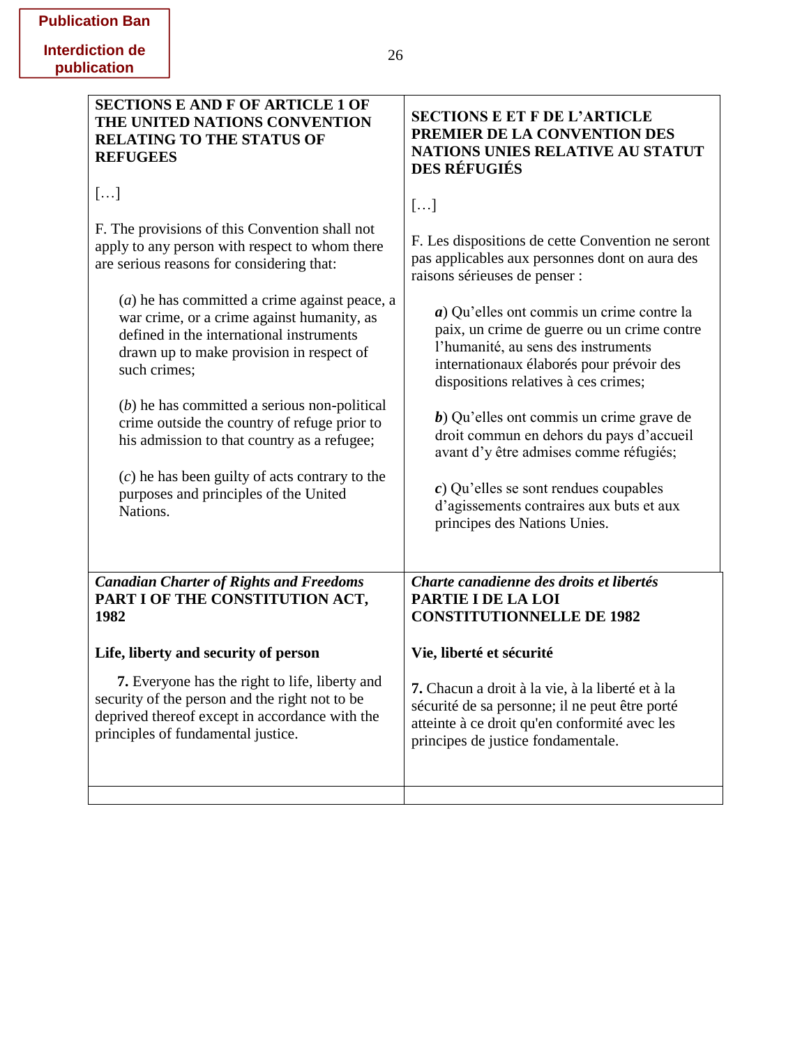Publication Ban

Interdiction de publication

| | |
|---|---|
| **SECTIONS E AND F OF ARTICLE 1 OF THE UNITED NATIONS CONVENTION RELATING TO THE STATUS OF REFUGEES**<br><br>[…]<br><br>F. The provisions of this Convention shall not apply to any person with respect to whom there are serious reasons for considering that:<br><br>(*a*) he has committed a crime against peace, a war crime, or a crime against humanity, as defined in the international instruments drawn up to make provision in respect of such crimes;<br><br>(*b*) he has committed a serious non-political crime outside the country of refuge prior to his admission to that country as a refugee;<br><br>(*c*) he has been guilty of acts contrary to the purposes and principles of the United Nations. | **SECTIONS E ET F DE L'ARTICLE PREMIER DE LA CONVENTION DES NATIONS UNIES RELATIVE AU STATUT DES RÉFUGIÉS**<br><br>[…]<br><br>F. Les dispositions de cette Convention ne seront pas applicables aux personnes dont on aura des raisons sérieuses de penser :<br><br>***a***) Qu'elles ont commis un crime contre la paix, un crime de guerre ou un crime contre l'humanité, au sens des instruments internationaux élaborés pour prévoir des dispositions relatives à ces crimes;<br><br>***b***) Qu'elles ont commis un crime grave de droit commun en dehors du pays d'accueil avant d'y être admises comme réfugiés;<br><br>***c***) Qu'elles se sont rendues coupables d'agissements contraires aux buts et aux principes des Nations Unies. |
| ***Canadian Charter of Rights and Freedoms*** **PART I OF THE CONSTITUTION ACT, 1982**<br><br>**Life, liberty and security of person**<br><br>**7.** Everyone has the right to life, liberty and security of the person and the right not to be deprived thereof except in accordance with the principles of fundamental justice. | ***Charte canadienne des droits et libertés*** **PARTIE I DE LA LOI CONSTITUTIONNELLE DE 1982**<br><br>**Vie, liberté et sécurité**<br><br>**7.** Chacun a droit à la vie, à la liberté et à la sécurité de sa personne; il ne peut être porté atteinte à ce droit qu'en conformité avec les principes de justice fondamentale. |
| | |